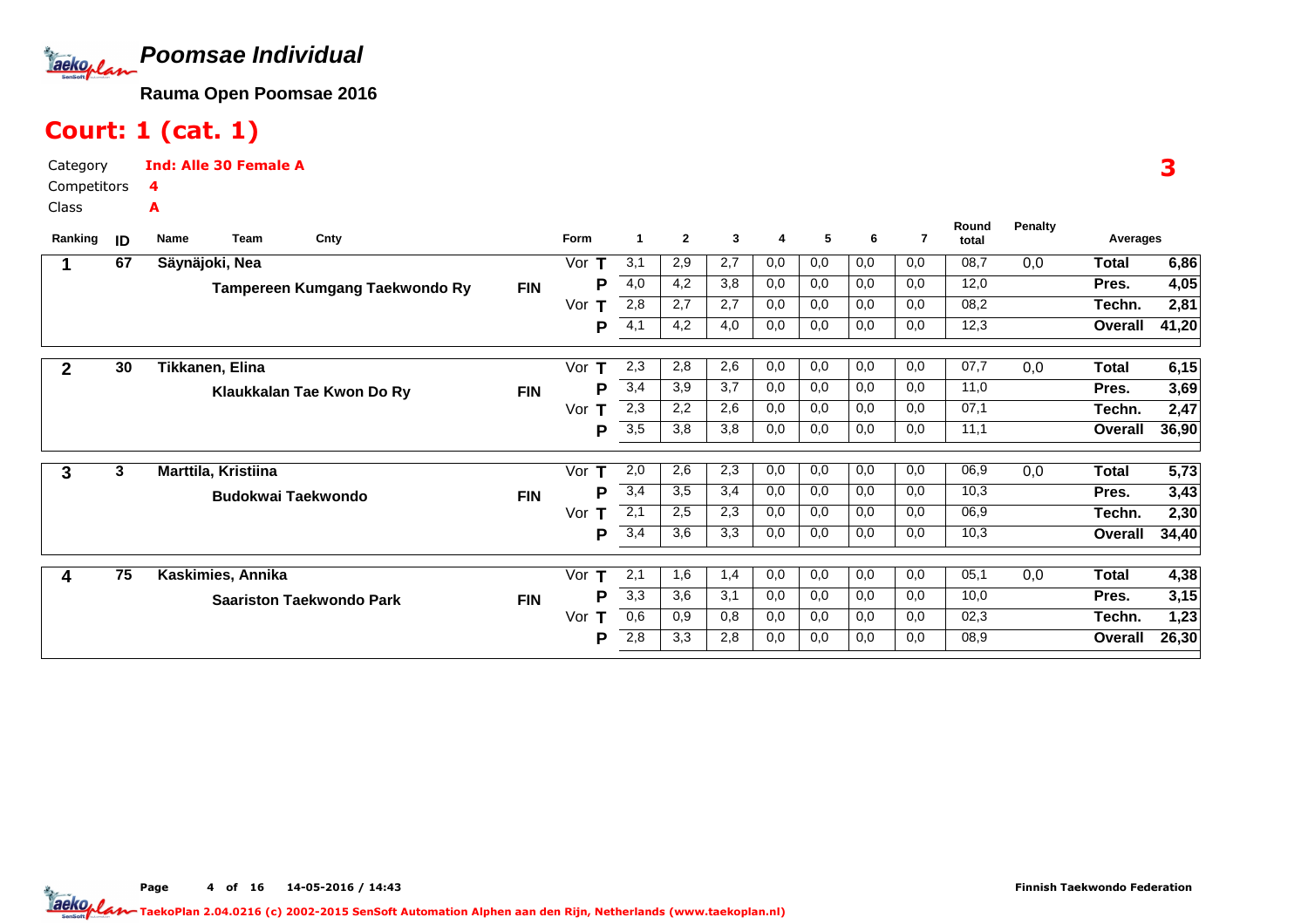# Poomsae Individual

**Rauma Open Poomsae 2016**

## Court: 1 (cat. 1)

Category **Ind: Alle 30 Female A**

Competitors **4**

Class **A**

3

| Ranking | ID | Name / Team | Cnty | Form | | 1 | 2 | 3 | 4 | 5 | 6 | 7 | Round total | Penalty | Averages | |
|---|---|---|---|---|---|---|---|---|---|---|---|---|---|---|---|---|
| 1 | 67 | Säynäjoki, Nea | | Vor | T | 3,1 | 2,9 | 2,7 | 0,0 | 0,0 | 0,0 | 0,0 | 08,7 | 0,0 | Total | 6,86 |
| | | Tampereen Kumgang Taekwondo Ry | FIN | | P | 4,0 | 4,2 | 3,8 | 0,0 | 0,0 | 0,0 | 0,0 | 12,0 | | Pres. | 4,05 |
| | | | | Vor | T | 2,8 | 2,7 | 2,7 | 0,0 | 0,0 | 0,0 | 0,0 | 08,2 | | Techn. | 2,81 |
| | | | | | P | 4,1 | 4,2 | 4,0 | 0,0 | 0,0 | 0,0 | 0,0 | 12,3 | | Overall | 41,20 |
| 2 | 30 | Tikkanen, Elina | | Vor | T | 2,3 | 2,8 | 2,6 | 0,0 | 0,0 | 0,0 | 0,0 | 07,7 | 0,0 | Total | 6,15 |
| | | Klaukkalan Tae Kwon Do Ry | FIN | | P | 3,4 | 3,9 | 3,7 | 0,0 | 0,0 | 0,0 | 0,0 | 11,0 | | Pres. | 3,69 |
| | | | | Vor | T | 2,3 | 2,2 | 2,6 | 0,0 | 0,0 | 0,0 | 0,0 | 07,1 | | Techn. | 2,47 |
| | | | | | P | 3,5 | 3,8 | 3,8 | 0,0 | 0,0 | 0,0 | 0,0 | 11,1 | | Overall | 36,90 |
| 3 | 3 | Marttila, Kristiina | | Vor | T | 2,0 | 2,6 | 2,3 | 0,0 | 0,0 | 0,0 | 0,0 | 06,9 | 0,0 | Total | 5,73 |
| | | Budokwai Taekwondo | FIN | | P | 3,4 | 3,5 | 3,4 | 0,0 | 0,0 | 0,0 | 0,0 | 10,3 | | Pres. | 3,43 |
| | | | | Vor | T | 2,1 | 2,5 | 2,3 | 0,0 | 0,0 | 0,0 | 0,0 | 06,9 | | Techn. | 2,30 |
| | | | | | P | 3,4 | 3,6 | 3,3 | 0,0 | 0,0 | 0,0 | 0,0 | 10,3 | | Overall | 34,40 |
| 4 | 75 | Kaskimies, Annika | | Vor | T | 2,1 | 1,6 | 1,4 | 0,0 | 0,0 | 0,0 | 0,0 | 05,1 | 0,0 | Total | 4,38 |
| | | Saariston Taekwondo Park | FIN | | P | 3,3 | 3,6 | 3,1 | 0,0 | 0,0 | 0,0 | 0,0 | 10,0 | | Pres. | 3,15 |
| | | | | Vor | T | 0,6 | 0,9 | 0,8 | 0,0 | 0,0 | 0,0 | 0,0 | 02,3 | | Techn. | 1,23 |
| | | | | | P | 2,8 | 3,3 | 2,8 | 0,0 | 0,0 | 0,0 | 0,0 | 08,9 | | Overall | 26,30 |

Page 4 of 16 14-05-2016 / 14:43

Finnish Taekwondo Federation

TaekoPlan 2.04.0216 (c) 2002-2015 SenSoft Automation Alphen aan den Rijn, Netherlands (www.taekoplan.nl)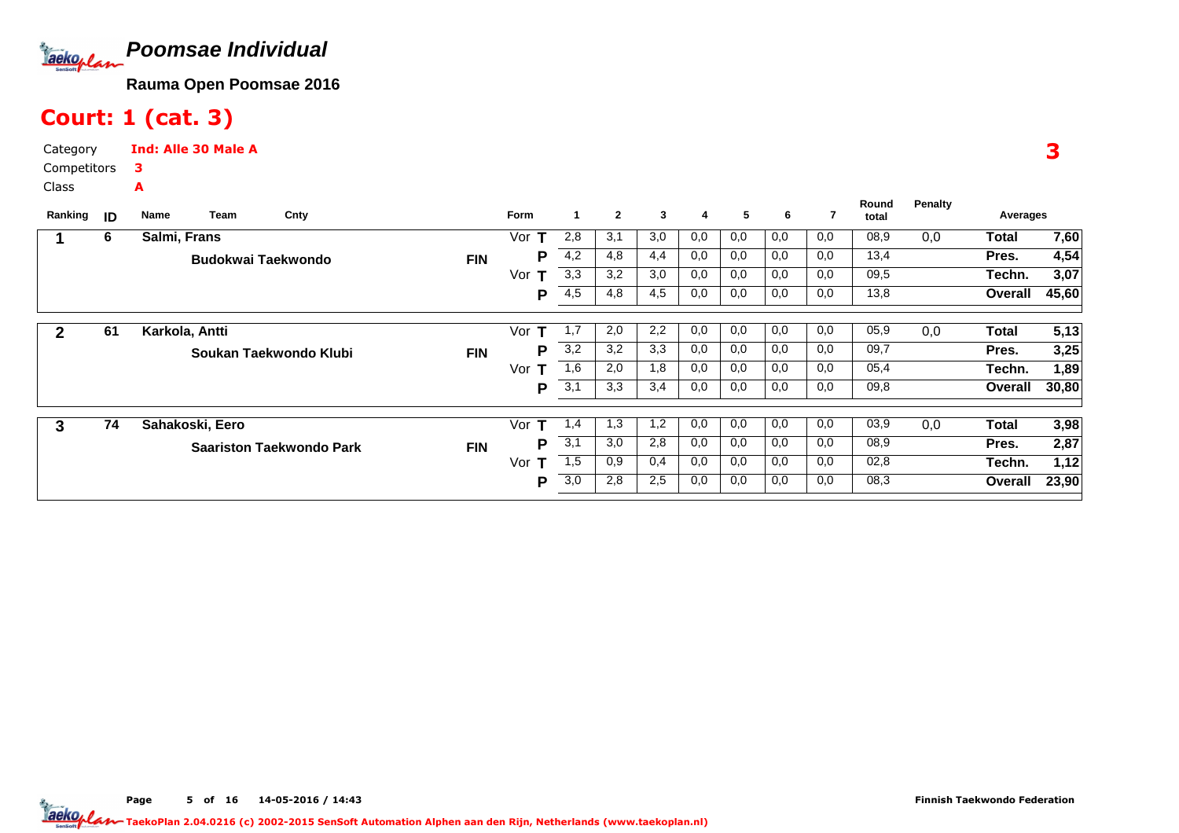# Poomsae Individual

**Rauma Open Poomsae 2016**

## Court: 1 (cat. 3)

Category **Ind: Alle 30 Male A**

Competitors **3**

Class **A**

**3**

| Ranking | ID | Name | Team | Cnty | Form | | 1 | 2 | 3 | 4 | 5 | 6 | 7 | Round total | Penalty | Averages | |
|---|---|---|---|---|---|---|---|---|---|---|---|---|---|---|---|---|---|
| 1 | 6 | Salmi, Frans | | | Vor | T | 2,8 | 3,1 | 3,0 | 0,0 | 0,0 | 0,0 | 0,0 | 08,9 | 0,0 | Total | 7,60 |
| | | | Budokwai Taekwondo | FIN | | P | 4,2 | 4,8 | 4,4 | 0,0 | 0,0 | 0,0 | 0,0 | 13,4 | | Pres. | 4,54 |
| | | | | | Vor | T | 3,3 | 3,2 | 3,0 | 0,0 | 0,0 | 0,0 | 0,0 | 09,5 | | Techn. | 3,07 |
| | | | | | | P | 4,5 | 4,8 | 4,5 | 0,0 | 0,0 | 0,0 | 0,0 | 13,8 | | Overall | 45,60 |
| 2 | 61 | Karkola, Antti | | | Vor | T | 1,7 | 2,0 | 2,2 | 0,0 | 0,0 | 0,0 | 0,0 | 05,9 | 0,0 | Total | 5,13 |
| | | | Soukan Taekwondo Klubi | FIN | | P | 3,2 | 3,2 | 3,3 | 0,0 | 0,0 | 0,0 | 0,0 | 09,7 | | Pres. | 3,25 |
| | | | | | Vor | T | 1,6 | 2,0 | 1,8 | 0,0 | 0,0 | 0,0 | 0,0 | 05,4 | | Techn. | 1,89 |
| | | | | | | P | 3,1 | 3,3 | 3,4 | 0,0 | 0,0 | 0,0 | 0,0 | 09,8 | | Overall | 30,80 |
| 3 | 74 | Sahakoski, Eero | | | Vor | T | 1,4 | 1,3 | 1,2 | 0,0 | 0,0 | 0,0 | 0,0 | 03,9 | 0,0 | Total | 3,98 |
| | | | Saariston Taekwondo Park | FIN | | P | 3,1 | 3,0 | 2,8 | 0,0 | 0,0 | 0,0 | 0,0 | 08,9 | | Pres. | 2,87 |
| | | | | | Vor | T | 1,5 | 0,9 | 0,4 | 0,0 | 0,0 | 0,0 | 0,0 | 02,8 | | Techn. | 1,12 |
| | | | | | | P | 3,0 | 2,8 | 2,5 | 0,0 | 0,0 | 0,0 | 0,0 | 08,3 | | Overall | 23,90 |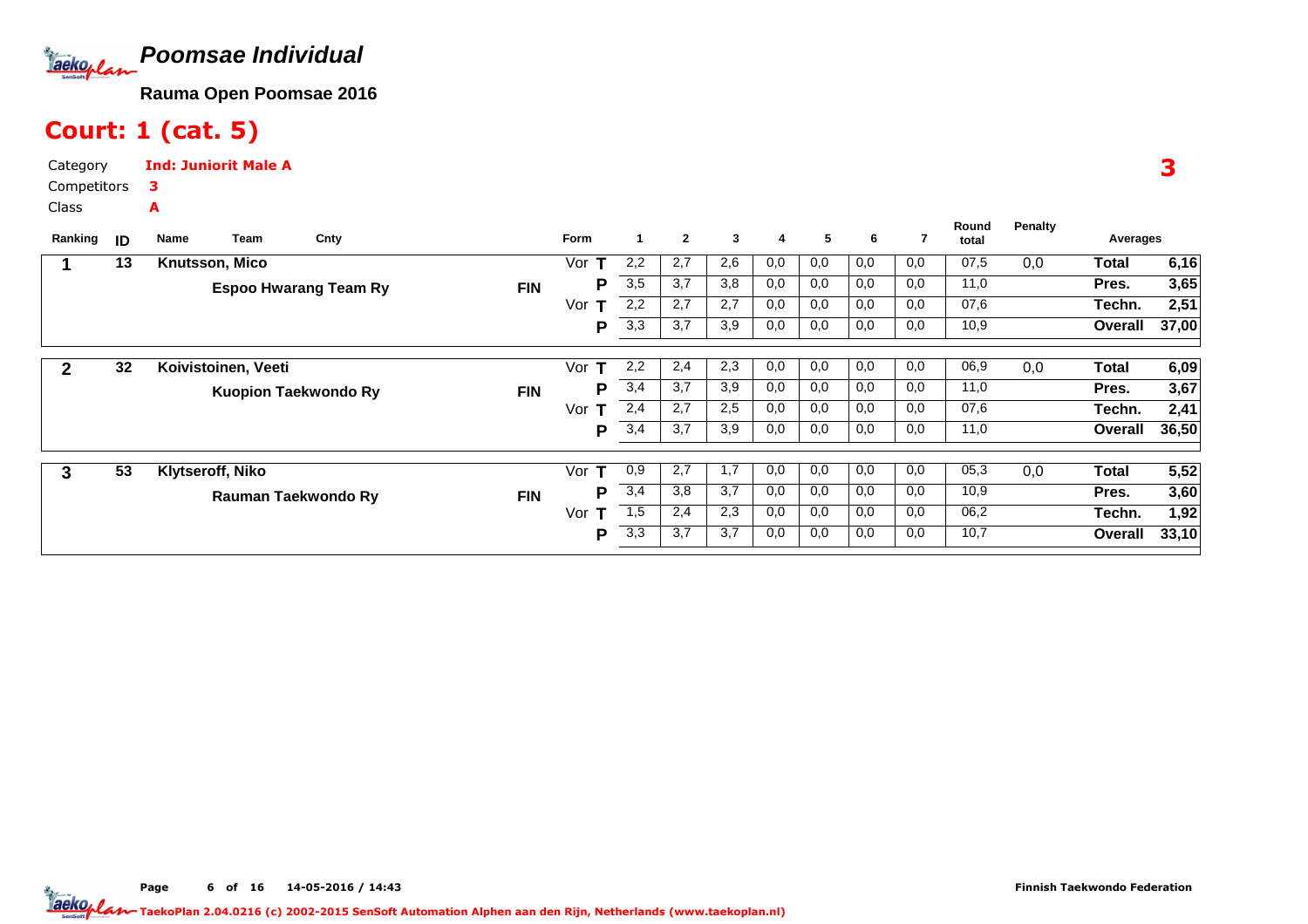# Poomsae Individual

**Rauma Open Poomsae 2016**

## Court: 1 (cat. 5)

Category **Ind: Juniorit Male A**

Competitors **3**

Class **A**

**3**

| Ranking | ID | Name / Team | Cnty | Form | | 1 | 2 | 3 | 4 | 5 | 6 | 7 | Round total | Penalty | Averages | |
|---|---|---|---|---|---|---|---|---|---|---|---|---|---|---|---|---|
| 1 | 13 | Knutsson, Mico | | Vor | T | 2,2 | 2,7 | 2,6 | 0,0 | 0,0 | 0,0 | 0,0 | 07,5 | 0,0 | Total | 6,16 |
| | | Espoo Hwarang Team Ry | FIN | | P | 3,5 | 3,7 | 3,8 | 0,0 | 0,0 | 0,0 | 0,0 | 11,0 | | Pres. | 3,65 |
| | | | | Vor | T | 2,2 | 2,7 | 2,7 | 0,0 | 0,0 | 0,0 | 0,0 | 07,6 | | Techn. | 2,51 |
| | | | | | P | 3,3 | 3,7 | 3,9 | 0,0 | 0,0 | 0,0 | 0,0 | 10,9 | | Overall | 37,00 |
| 2 | 32 | Koivistoinen, Veeti | | Vor | T | 2,2 | 2,4 | 2,3 | 0,0 | 0,0 | 0,0 | 0,0 | 06,9 | 0,0 | Total | 6,09 |
| | | Kuopion Taekwondo Ry | FIN | | P | 3,4 | 3,7 | 3,9 | 0,0 | 0,0 | 0,0 | 0,0 | 11,0 | | Pres. | 3,67 |
| | | | | Vor | T | 2,4 | 2,7 | 2,5 | 0,0 | 0,0 | 0,0 | 0,0 | 07,6 | | Techn. | 2,41 |
| | | | | | P | 3,4 | 3,7 | 3,9 | 0,0 | 0,0 | 0,0 | 0,0 | 11,0 | | Overall | 36,50 |
| 3 | 53 | Klytseroff, Niko | | Vor | T | 0,9 | 2,7 | 1,7 | 0,0 | 0,0 | 0,0 | 0,0 | 05,3 | 0,0 | Total | 5,52 |
| | | Rauman Taekwondo Ry | FIN | | P | 3,4 | 3,8 | 3,7 | 0,0 | 0,0 | 0,0 | 0,0 | 10,9 | | Pres. | 3,60 |
| | | | | Vor | T | 1,5 | 2,4 | 2,3 | 0,0 | 0,0 | 0,0 | 0,0 | 06,2 | | Techn. | 1,92 |
| | | | | | P | 3,3 | 3,7 | 3,7 | 0,0 | 0,0 | 0,0 | 0,0 | 10,7 | | Overall | 33,10 |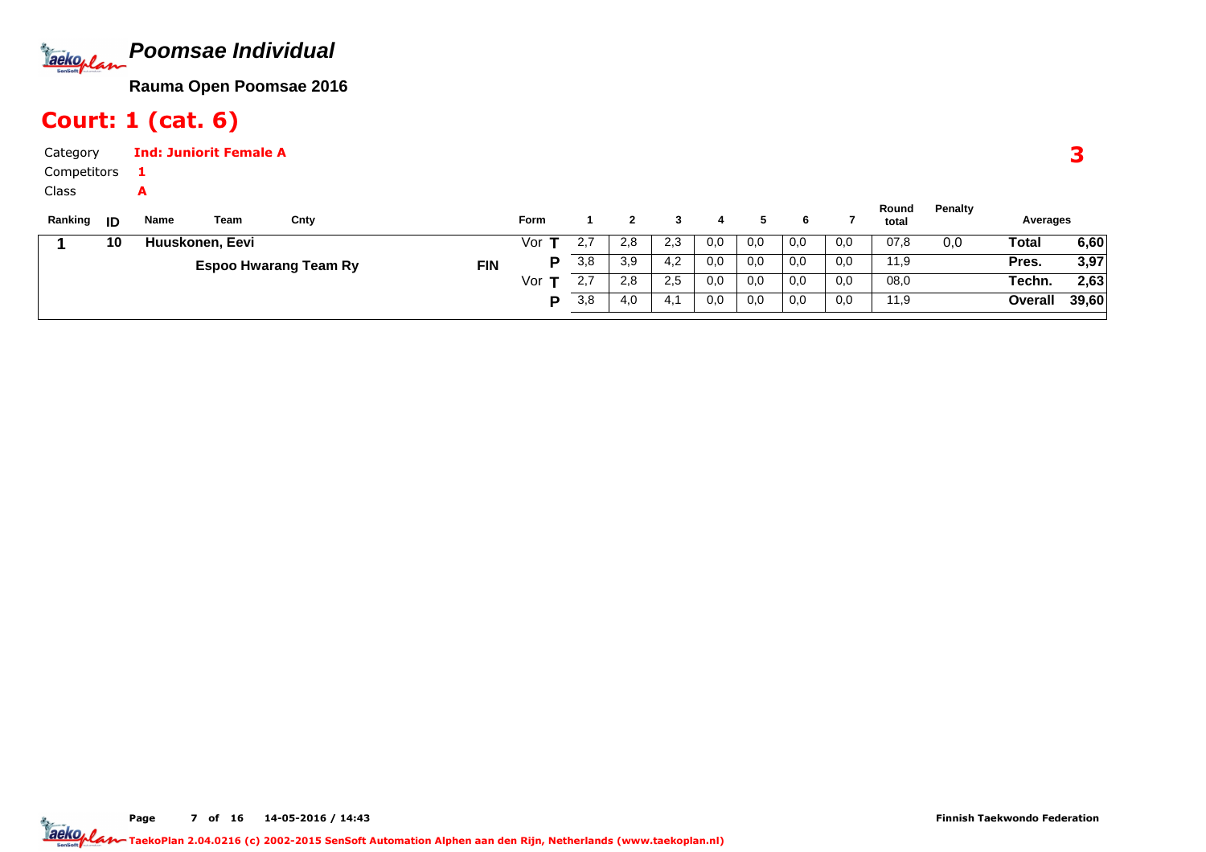# Poomsae Individual

**Rauma Open Poomsae 2016**

## Court: 1 (cat. 6)

Category **Ind: Juniorit Female A**

Competitors **1**

Class **A**

**3**

| Ranking | ID | Name | Team | Cnty | Form | | 1 | 2 | 3 | 4 | 5 | 6 | 7 | Round total | Penalty | Averages | |
|---|---|---|---|---|---|---|---|---|---|---|---|---|---|---|---|---|---|
| **1** | **10** | **Huuskonen, Eevi** | | | Vor | **T** | 2,7 | 2,8 | 2,3 | 0,0 | 0,0 | 0,0 | 0,0 | 07,8 | 0,0 | **Total** | **6,60** |
| | | | **Espoo Hwarang Team Ry** | **FIN** | | **P** | 3,8 | 3,9 | 4,2 | 0,0 | 0,0 | 0,0 | 0,0 | 11,9 | | **Pres.** | **3,97** |
| | | | | | Vor | **T** | 2,7 | 2,8 | 2,5 | 0,0 | 0,0 | 0,0 | 0,0 | 08,0 | | **Techn.** | **2,63** |
| | | | | | | **P** | 3,8 | 4,0 | 4,1 | 0,0 | 0,0 | 0,0 | 0,0 | 11,9 | | **Overall** | **39,60** |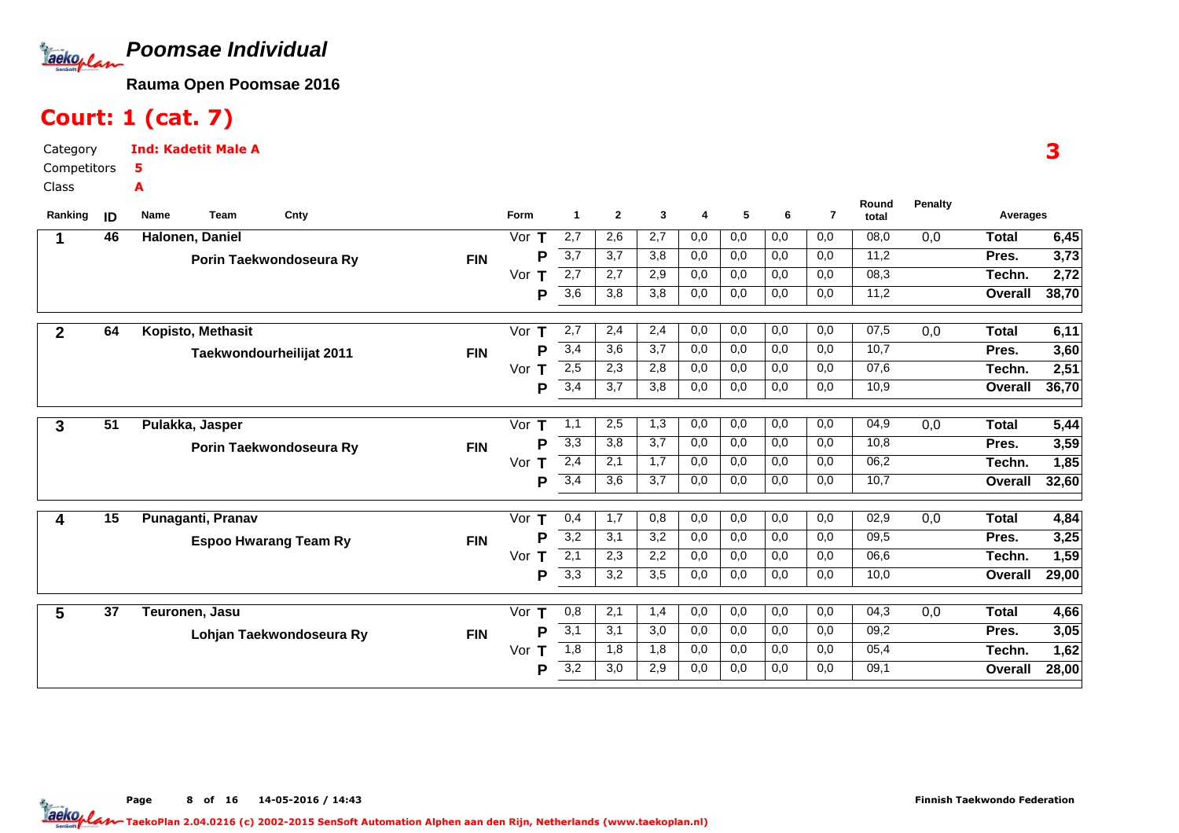# Poomsae Individual

**Rauma Open Poomsae 2016**

## Court: 1 (cat. 7)

Category **Ind: Kadetit Male A**
Competitors **5**
Class **A**

**3**

| Ranking | ID | Name / Team | Cnty | Form | | 1 | 2 | 3 | 4 | 5 | 6 | 7 | Round total | Penalty | Averages | |
|---|---|---|---|---|---|---|---|---|---|---|---|---|---|---|---|---|
| 1 | 46 | Halonen, Daniel | | Vor | T | 2,7 | 2,6 | 2,7 | 0,0 | 0,0 | 0,0 | 0,0 | 08,0 | 0,0 | Total | 6,45 |
| | | Porin Taekwondoseura Ry | FIN | | P | 3,7 | 3,7 | 3,8 | 0,0 | 0,0 | 0,0 | 0,0 | 11,2 | | Pres. | 3,73 |
| | | | | Vor | T | 2,7 | 2,7 | 2,9 | 0,0 | 0,0 | 0,0 | 0,0 | 08,3 | | Techn. | 2,72 |
| | | | | | P | 3,6 | 3,8 | 3,8 | 0,0 | 0,0 | 0,0 | 0,0 | 11,2 | | Overall | 38,70 |
| 2 | 64 | Kopisto, Methasit | | Vor | T | 2,7 | 2,4 | 2,4 | 0,0 | 0,0 | 0,0 | 0,0 | 07,5 | 0,0 | Total | 6,11 |
| | | Taekwondourheilijat 2011 | FIN | | P | 3,4 | 3,6 | 3,7 | 0,0 | 0,0 | 0,0 | 0,0 | 10,7 | | Pres. | 3,60 |
| | | | | Vor | T | 2,5 | 2,3 | 2,8 | 0,0 | 0,0 | 0,0 | 0,0 | 07,6 | | Techn. | 2,51 |
| | | | | | P | 3,4 | 3,7 | 3,8 | 0,0 | 0,0 | 0,0 | 0,0 | 10,9 | | Overall | 36,70 |
| 3 | 51 | Pulakka, Jasper | | Vor | T | 1,1 | 2,5 | 1,3 | 0,0 | 0,0 | 0,0 | 0,0 | 04,9 | 0,0 | Total | 5,44 |
| | | Porin Taekwondoseura Ry | FIN | | P | 3,3 | 3,8 | 3,7 | 0,0 | 0,0 | 0,0 | 0,0 | 10,8 | | Pres. | 3,59 |
| | | | | Vor | T | 2,4 | 2,1 | 1,7 | 0,0 | 0,0 | 0,0 | 0,0 | 06,2 | | Techn. | 1,85 |
| | | | | | P | 3,4 | 3,6 | 3,7 | 0,0 | 0,0 | 0,0 | 0,0 | 10,7 | | Overall | 32,60 |
| 4 | 15 | Punaganti, Pranav | | Vor | T | 0,4 | 1,7 | 0,8 | 0,0 | 0,0 | 0,0 | 0,0 | 02,9 | 0,0 | Total | 4,84 |
| | | Espoo Hwarang Team Ry | FIN | | P | 3,2 | 3,1 | 3,2 | 0,0 | 0,0 | 0,0 | 0,0 | 09,5 | | Pres. | 3,25 |
| | | | | Vor | T | 2,1 | 2,3 | 2,2 | 0,0 | 0,0 | 0,0 | 0,0 | 06,6 | | Techn. | 1,59 |
| | | | | | P | 3,3 | 3,2 | 3,5 | 0,0 | 0,0 | 0,0 | 0,0 | 10,0 | | Overall | 29,00 |
| 5 | 37 | Teuronen, Jasu | | Vor | T | 0,8 | 2,1 | 1,4 | 0,0 | 0,0 | 0,0 | 0,0 | 04,3 | 0,0 | Total | 4,66 |
| | | Lohjan Taekwondoseura Ry | FIN | | P | 3,1 | 3,1 | 3,0 | 0,0 | 0,0 | 0,0 | 0,0 | 09,2 | | Pres. | 3,05 |
| | | | | Vor | T | 1,8 | 1,8 | 1,8 | 0,0 | 0,0 | 0,0 | 0,0 | 05,4 | | Techn. | 1,62 |
| | | | | | P | 3,2 | 3,0 | 2,9 | 0,0 | 0,0 | 0,0 | 0,0 | 09,1 | | Overall | 28,00 |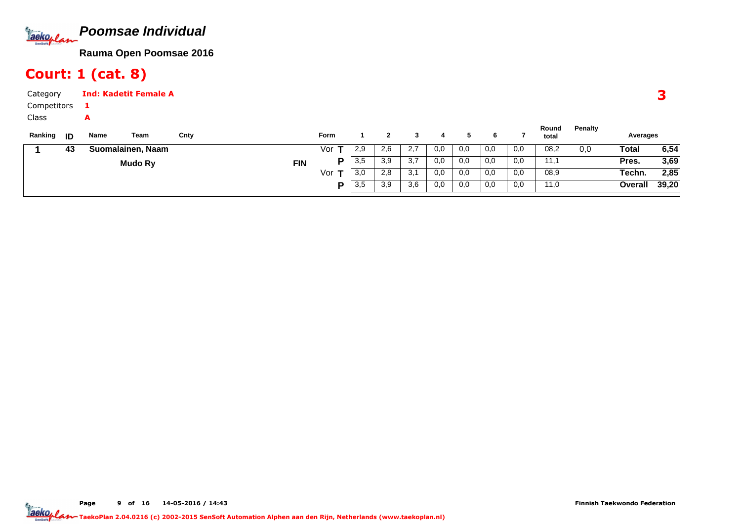# Poomsae Individual

**Rauma Open Poomsae 2016**

## Court: 1 (cat. 8)

Category **Ind: Kadetit Female A**

Competitors **1**

Class **A**

**3**

| Ranking | ID | Name | Team | Cnty | Form | | 1 | 2 | 3 | 4 | 5 | 6 | 7 | Round total | Penalty | Averages | |
|---|---|---|---|---|---|---|---|---|---|---|---|---|---|---|---|---|---|
| **1** | **43** | **Suomalainen, Naam** | | | Vor | **T** | 2,9 | 2,6 | 2,7 | 0,0 | 0,0 | 0,0 | 0,0 | 08,2 | 0,0 | **Total** | **6,54** |
| | | | **Mudo Ry** | **FIN** | | **P** | 3,5 | 3,9 | 3,7 | 0,0 | 0,0 | 0,0 | 0,0 | 11,1 | | **Pres.** | **3,69** |
| | | | | | Vor | **T** | 3,0 | 2,8 | 3,1 | 0,0 | 0,0 | 0,0 | 0,0 | 08,9 | | **Techn.** | **2,85** |
| | | | | | | **P** | 3,5 | 3,9 | 3,6 | 0,0 | 0,0 | 0,0 | 0,0 | 11,0 | | **Overall** | **39,20** |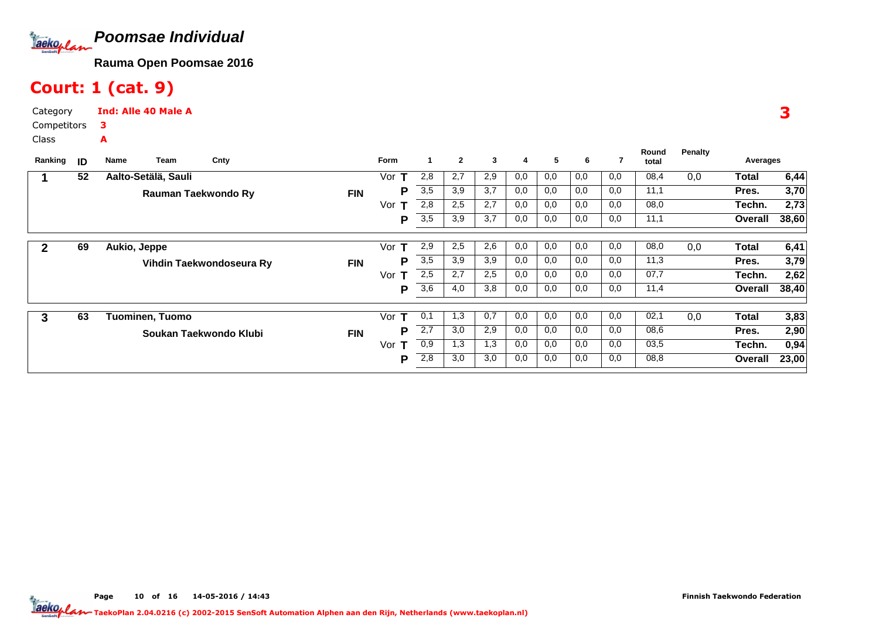# Poomsae Individual

**Rauma Open Poomsae 2016**

## Court: 1 (cat. 9)

Category **Ind: Alle 40 Male A**

Competitors **3**

Class **A**

**3**

| Ranking | ID | Name / Team | Cnty | Form | | 1 | 2 | 3 | 4 | 5 | 6 | 7 | Round total | Penalty | Averages | |
|---|---|---|---|---|---|---|---|---|---|---|---|---|---|---|---|---|
| 1 | 52 | Aalto-Setälä, Sauli | | Vor | T | 2,8 | 2,7 | 2,9 | 0,0 | 0,0 | 0,0 | 0,0 | 08,4 | 0,0 | Total | 6,44 |
| | | Rauman Taekwondo Ry | FIN | | P | 3,5 | 3,9 | 3,7 | 0,0 | 0,0 | 0,0 | 0,0 | 11,1 | | Pres. | 3,70 |
| | | | | Vor | T | 2,8 | 2,5 | 2,7 | 0,0 | 0,0 | 0,0 | 0,0 | 08,0 | | Techn. | 2,73 |
| | | | | | P | 3,5 | 3,9 | 3,7 | 0,0 | 0,0 | 0,0 | 0,0 | 11,1 | | Overall | 38,60 |
| 2 | 69 | Aukio, Jeppe | | Vor | T | 2,9 | 2,5 | 2,6 | 0,0 | 0,0 | 0,0 | 0,0 | 08,0 | 0,0 | Total | 6,41 |
| | | Vihdin Taekwondoseura Ry | FIN | | P | 3,5 | 3,9 | 3,9 | 0,0 | 0,0 | 0,0 | 0,0 | 11,3 | | Pres. | 3,79 |
| | | | | Vor | T | 2,5 | 2,7 | 2,5 | 0,0 | 0,0 | 0,0 | 0,0 | 07,7 | | Techn. | 2,62 |
| | | | | | P | 3,6 | 4,0 | 3,8 | 0,0 | 0,0 | 0,0 | 0,0 | 11,4 | | Overall | 38,40 |
| 3 | 63 | Tuominen, Tuomo | | Vor | T | 0,1 | 1,3 | 0,7 | 0,0 | 0,0 | 0,0 | 0,0 | 02,1 | 0,0 | Total | 3,83 |
| | | Soukan Taekwondo Klubi | FIN | | P | 2,7 | 3,0 | 2,9 | 0,0 | 0,0 | 0,0 | 0,0 | 08,6 | | Pres. | 2,90 |
| | | | | Vor | T | 0,9 | 1,3 | 1,3 | 0,0 | 0,0 | 0,0 | 0,0 | 03,5 | | Techn. | 0,94 |
| | | | | | P | 2,8 | 3,0 | 3,0 | 0,0 | 0,0 | 0,0 | 0,0 | 08,8 | | Overall | 23,00 |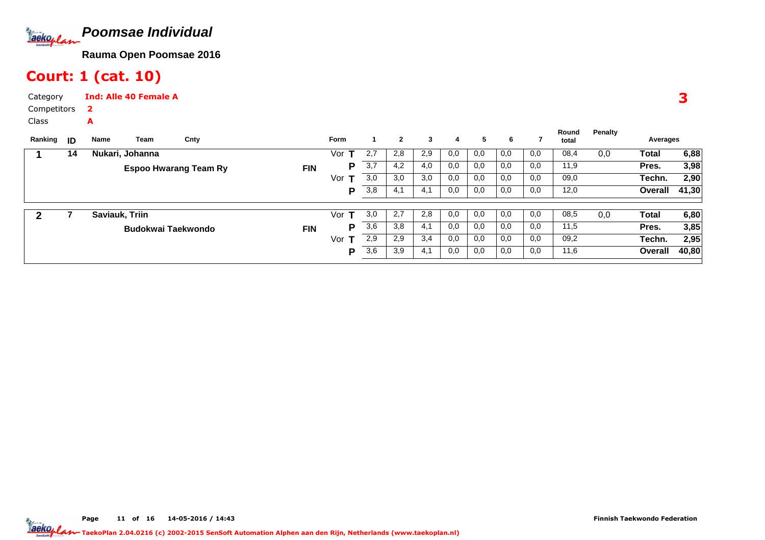# Poomsae Individual

**Rauma Open Poomsae 2016**

## Court: 1 (cat. 10)

Category **Ind: Alle 40 Female A**

Competitors **2**

Class **A**

**3**

| Ranking | ID | Name | Team | Cnty | Form | | 1 | 2 | 3 | 4 | 5 | 6 | 7 | Round total | Penalty | Averages | |
|---|---|---|---|---|---|---|---|---|---|---|---|---|---|---|---|---|---|
| **1** | **14** | **Nukari, Johanna** | | | Vor | **T** | 2,7 | 2,8 | 2,9 | 0,0 | 0,0 | 0,0 | 0,0 | 08,4 | 0,0 | **Total** | **6,88** |
| | | | **Espoo Hwarang Team Ry** | **FIN** | | **P** | 3,7 | 4,2 | 4,0 | 0,0 | 0,0 | 0,0 | 0,0 | 11,9 | | **Pres.** | **3,98** |
| | | | | | Vor | **T** | 3,0 | 3,0 | 3,0 | 0,0 | 0,0 | 0,0 | 0,0 | 09,0 | | **Techn.** | **2,90** |
| | | | | | | **P** | 3,8 | 4,1 | 4,1 | 0,0 | 0,0 | 0,0 | 0,0 | 12,0 | | **Overall** | **41,30** |
| **2** | **7** | **Saviauk, Triin** | | | Vor | **T** | 3,0 | 2,7 | 2,8 | 0,0 | 0,0 | 0,0 | 0,0 | 08,5 | 0,0 | **Total** | **6,80** |
| | | | **Budokwai Taekwondo** | **FIN** | | **P** | 3,6 | 3,8 | 4,1 | 0,0 | 0,0 | 0,0 | 0,0 | 11,5 | | **Pres.** | **3,85** |
| | | | | | Vor | **T** | 2,9 | 2,9 | 3,4 | 0,0 | 0,0 | 0,0 | 0,0 | 09,2 | | **Techn.** | **2,95** |
| | | | | | | **P** | 3,6 | 3,9 | 4,1 | 0,0 | 0,0 | 0,0 | 0,0 | 11,6 | | **Overall** | **40,80** |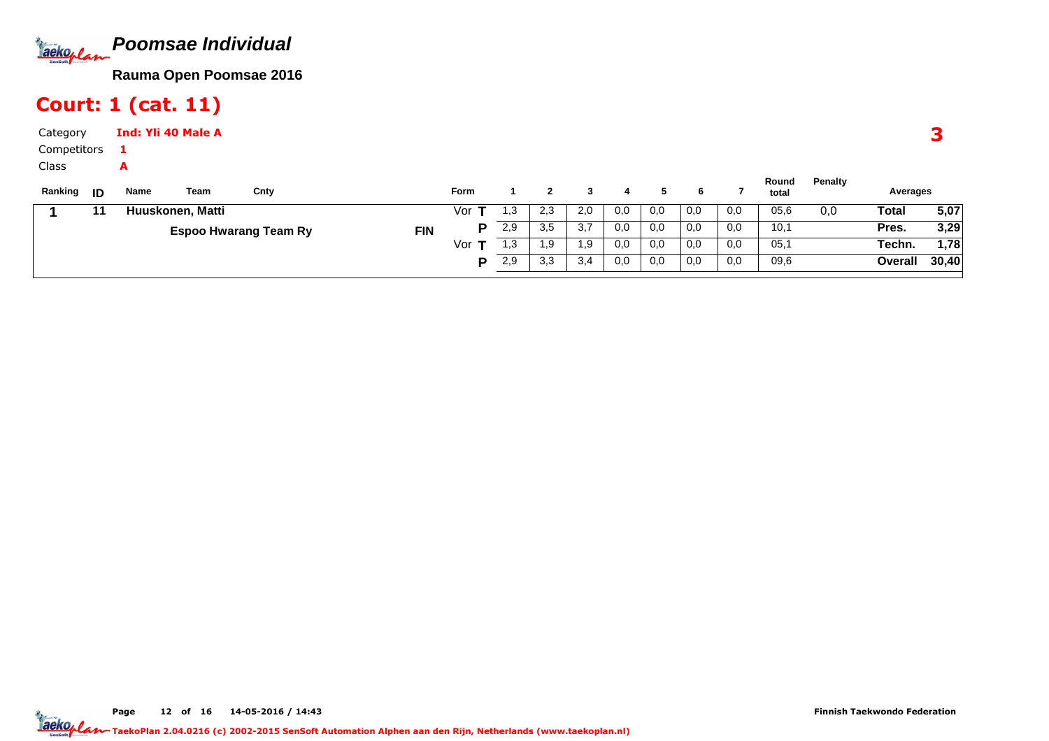# *Poomsae Individual*

**Rauma Open Poomsae 2016**

## Court: 1 (cat. 11)

Category **Ind: Yli 40 Male A**

Competitors **1**

Class **A**

**3**

| Ranking | ID | Name / Team | Cnty | Form | | 1 | 2 | 3 | 4 | 5 | 6 | 7 | Round total | Penalty | Averages | |
|---|---|---|---|---|---|---|---|---|---|---|---|---|---|---|---|---|
| 1 | 11 | Huuskonen, Matti | | Vor | T | 1,3 | 2,3 | 2,0 | 0,0 | 0,0 | 0,0 | 0,0 | 05,6 | 0,0 | Total | 5,07 |
| | | Espoo Hwarang Team Ry | FIN | | P | 2,9 | 3,5 | 3,7 | 0,0 | 0,0 | 0,0 | 0,0 | 10,1 | | Pres. | 3,29 |
| | | | | Vor | T | 1,3 | 1,9 | 1,9 | 0,0 | 0,0 | 0,0 | 0,0 | 05,1 | | Techn. | 1,78 |
| | | | | | P | 2,9 | 3,3 | 3,4 | 0,0 | 0,0 | 0,0 | 0,0 | 09,6 | | Overall | 30,40 |

Page 12 of 16 14-05-2016 / 14:43

Finnish Taekwondo Federation

TaekoPlan 2.04.0216 (c) 2002-2015 SenSoft Automation Alphen aan den Rijn, Netherlands (www.taekoplan.nl)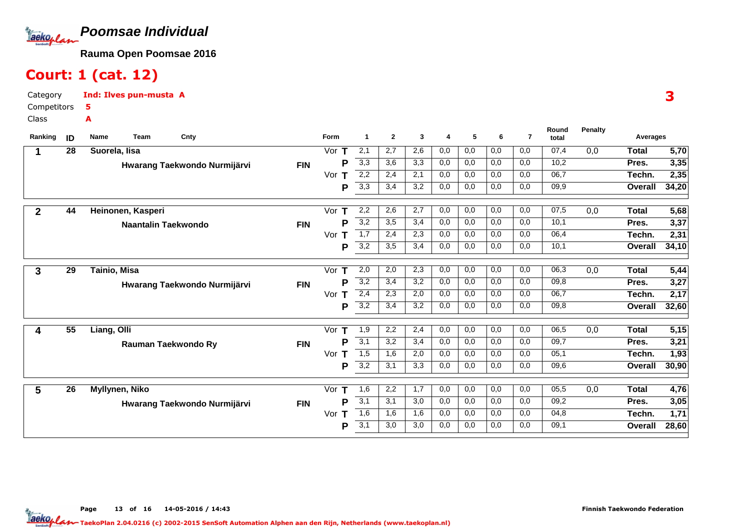# Poomsae Individual

**Rauma Open Poomsae 2016**

## Court: 1 (cat. 12)

Category **Ind: Ilves pun-musta A**

Competitors **5**

Class **A**

**3**

| Ranking | ID | Name / Team | Cnty | Form | | 1 | 2 | 3 | 4 | 5 | 6 | 7 | Round total | Penalty | Averages | |
|---|---|---|---|---|---|---|---|---|---|---|---|---|---|---|---|---|
| 1 | 28 | Suorela, Iisa | | Vor | T | 2,1 | 2,7 | 2,6 | 0,0 | 0,0 | 0,0 | 0,0 | 07,4 | 0,0 | Total | 5,70 |
| | | Hwarang Taekwondo Nurmijärvi | FIN | | P | 3,3 | 3,6 | 3,3 | 0,0 | 0,0 | 0,0 | 0,0 | 10,2 | | Pres. | 3,35 |
| | | | | Vor | T | 2,2 | 2,4 | 2,1 | 0,0 | 0,0 | 0,0 | 0,0 | 06,7 | | Techn. | 2,35 |
| | | | | | P | 3,3 | 3,4 | 3,2 | 0,0 | 0,0 | 0,0 | 0,0 | 09,9 | | Overall | 34,20 |
| 2 | 44 | Heinonen, Kasperi | | Vor | T | 2,2 | 2,6 | 2,7 | 0,0 | 0,0 | 0,0 | 0,0 | 07,5 | 0,0 | Total | 5,68 |
| | | Naantalin Taekwondo | FIN | | P | 3,2 | 3,5 | 3,4 | 0,0 | 0,0 | 0,0 | 0,0 | 10,1 | | Pres. | 3,37 |
| | | | | Vor | T | 1,7 | 2,4 | 2,3 | 0,0 | 0,0 | 0,0 | 0,0 | 06,4 | | Techn. | 2,31 |
| | | | | | P | 3,2 | 3,5 | 3,4 | 0,0 | 0,0 | 0,0 | 0,0 | 10,1 | | Overall | 34,10 |
| 3 | 29 | Tainio, Misa | | Vor | T | 2,0 | 2,0 | 2,3 | 0,0 | 0,0 | 0,0 | 0,0 | 06,3 | 0,0 | Total | 5,44 |
| | | Hwarang Taekwondo Nurmijärvi | FIN | | P | 3,2 | 3,4 | 3,2 | 0,0 | 0,0 | 0,0 | 0,0 | 09,8 | | Pres. | 3,27 |
| | | | | Vor | T | 2,4 | 2,3 | 2,0 | 0,0 | 0,0 | 0,0 | 0,0 | 06,7 | | Techn. | 2,17 |
| | | | | | P | 3,2 | 3,4 | 3,2 | 0,0 | 0,0 | 0,0 | 0,0 | 09,8 | | Overall | 32,60 |
| 4 | 55 | Liang, Olli | | Vor | T | 1,9 | 2,2 | 2,4 | 0,0 | 0,0 | 0,0 | 0,0 | 06,5 | 0,0 | Total | 5,15 |
| | | Rauman Taekwondo Ry | FIN | | P | 3,1 | 3,2 | 3,4 | 0,0 | 0,0 | 0,0 | 0,0 | 09,7 | | Pres. | 3,21 |
| | | | | Vor | T | 1,5 | 1,6 | 2,0 | 0,0 | 0,0 | 0,0 | 0,0 | 05,1 | | Techn. | 1,93 |
| | | | | | P | 3,2 | 3,1 | 3,3 | 0,0 | 0,0 | 0,0 | 0,0 | 09,6 | | Overall | 30,90 |
| 5 | 26 | Myllynen, Niko | | Vor | T | 1,6 | 2,2 | 1,7 | 0,0 | 0,0 | 0,0 | 0,0 | 05,5 | 0,0 | Total | 4,76 |
| | | Hwarang Taekwondo Nurmijärvi | FIN | | P | 3,1 | 3,1 | 3,0 | 0,0 | 0,0 | 0,0 | 0,0 | 09,2 | | Pres. | 3,05 |
| | | | | Vor | T | 1,6 | 1,6 | 1,6 | 0,0 | 0,0 | 0,0 | 0,0 | 04,8 | | Techn. | 1,71 |
| | | | | | P | 3,1 | 3,0 | 3,0 | 0,0 | 0,0 | 0,0 | 0,0 | 09,1 | | Overall | 28,60 |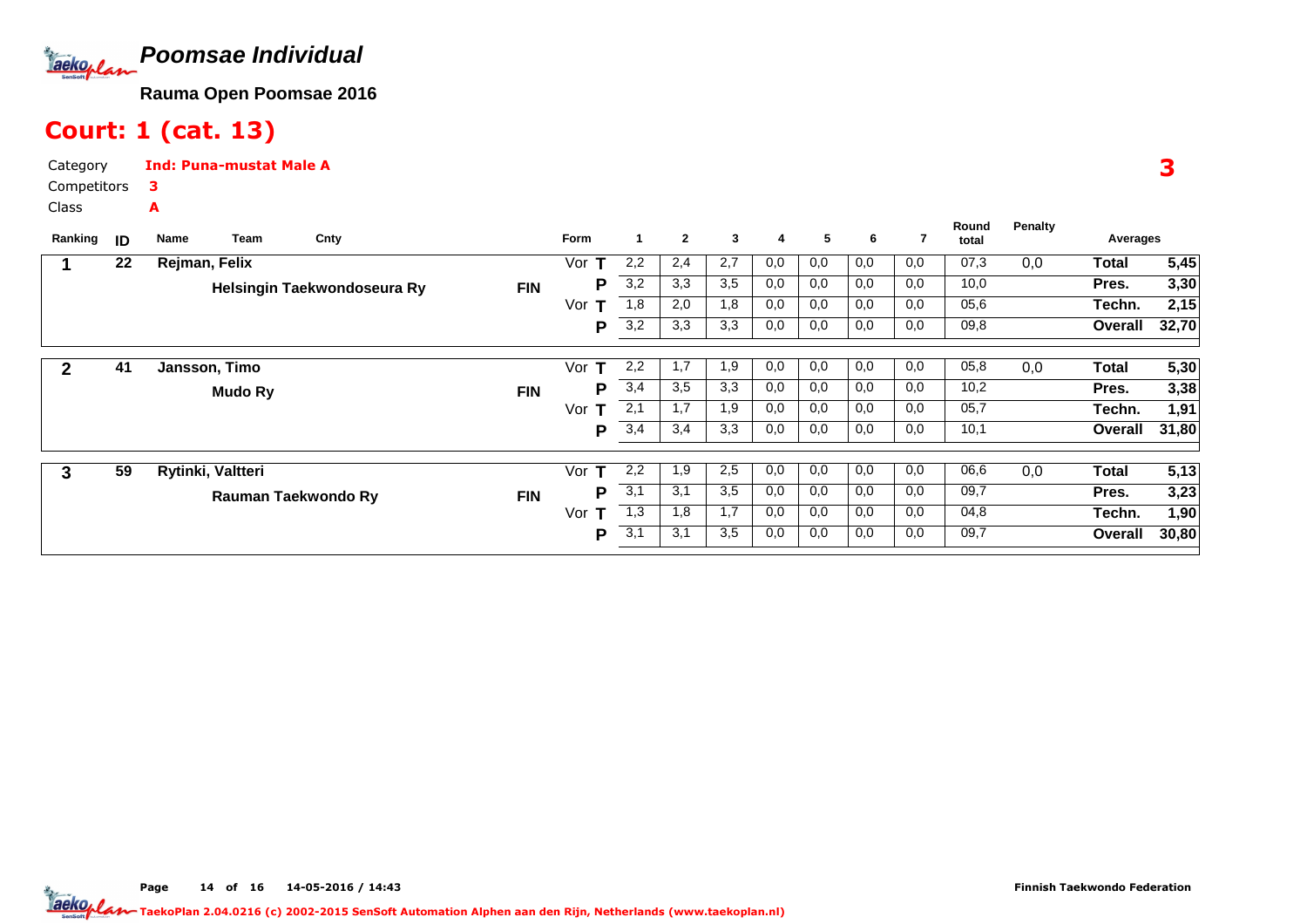# Poomsae Individual

**Rauma Open Poomsae 2016**

## Court: 1 (cat. 13)

Category **Ind: Puna-mustat Male A**
Competitors **3**
Class **A**

**3**

| Ranking | ID | Name / Team | Cnty | Form | | 1 | 2 | 3 | 4 | 5 | 6 | 7 | Round total | Penalty | Averages | |
|---|---|---|---|---|---|---|---|---|---|---|---|---|---|---|---|---|
| 1 | 22 | Rejman, Felix | | Vor | T | 2,2 | 2,4 | 2,7 | 0,0 | 0,0 | 0,0 | 0,0 | 07,3 | 0,0 | Total | 5,45 |
| | | Helsingin Taekwondoseura Ry | FIN | | P | 3,2 | 3,3 | 3,5 | 0,0 | 0,0 | 0,0 | 0,0 | 10,0 | | Pres. | 3,30 |
| | | | | Vor | T | 1,8 | 2,0 | 1,8 | 0,0 | 0,0 | 0,0 | 0,0 | 05,6 | | Techn. | 2,15 |
| | | | | | P | 3,2 | 3,3 | 3,3 | 0,0 | 0,0 | 0,0 | 0,0 | 09,8 | | Overall | 32,70 |
| 2 | 41 | Jansson, Timo | | Vor | T | 2,2 | 1,7 | 1,9 | 0,0 | 0,0 | 0,0 | 0,0 | 05,8 | 0,0 | Total | 5,30 |
| | | Mudo Ry | FIN | | P | 3,4 | 3,5 | 3,3 | 0,0 | 0,0 | 0,0 | 0,0 | 10,2 | | Pres. | 3,38 |
| | | | | Vor | T | 2,1 | 1,7 | 1,9 | 0,0 | 0,0 | 0,0 | 0,0 | 05,7 | | Techn. | 1,91 |
| | | | | | P | 3,4 | 3,4 | 3,3 | 0,0 | 0,0 | 0,0 | 0,0 | 10,1 | | Overall | 31,80 |
| 3 | 59 | Rytinki, Valtteri | | Vor | T | 2,2 | 1,9 | 2,5 | 0,0 | 0,0 | 0,0 | 0,0 | 06,6 | 0,0 | Total | 5,13 |
| | | Rauman Taekwondo Ry | FIN | | P | 3,1 | 3,1 | 3,5 | 0,0 | 0,0 | 0,0 | 0,0 | 09,7 | | Pres. | 3,23 |
| | | | | Vor | T | 1,3 | 1,8 | 1,7 | 0,0 | 0,0 | 0,0 | 0,0 | 04,8 | | Techn. | 1,90 |
| | | | | | P | 3,1 | 3,1 | 3,5 | 0,0 | 0,0 | 0,0 | 0,0 | 09,7 | | Overall | 30,80 |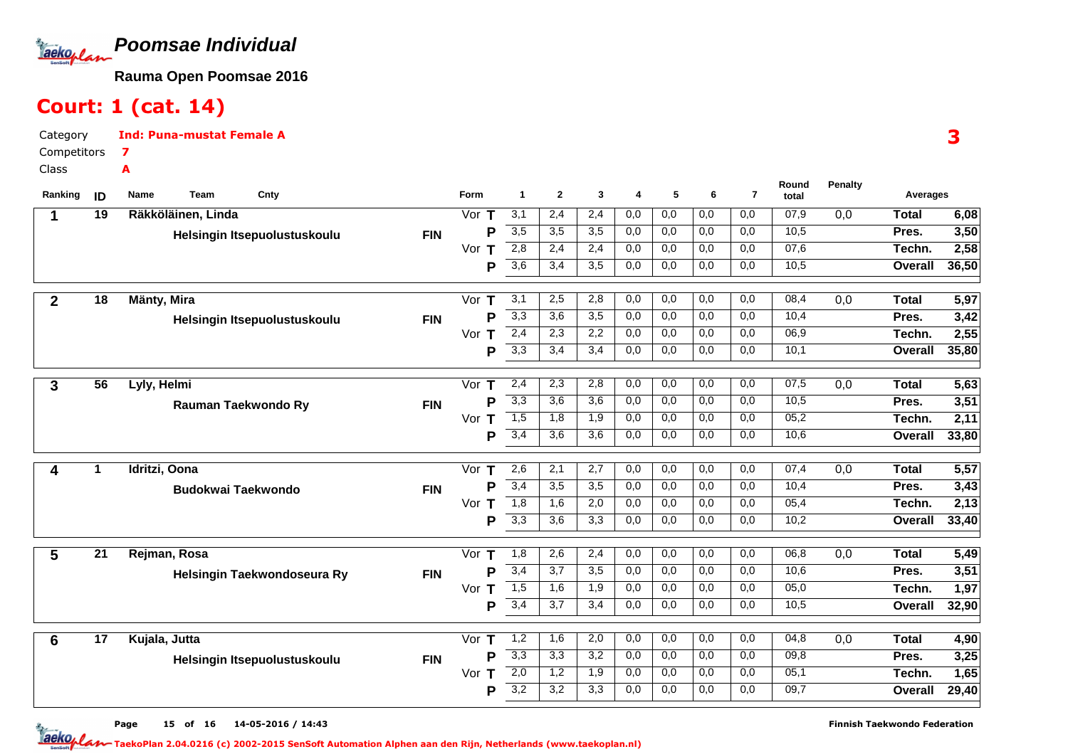# Poomsae Individual

**Rauma Open Poomsae 2016**

## Court: 1 (cat. 14)

Category **Ind: Puna-mustat Female A**

Competitors **7**

Class **A**

**3**

| Ranking | ID | Name / Team | Cnty | Form | | 1 | 2 | 3 | 4 | 5 | 6 | 7 | Round total | Penalty | Averages | |
|---|---|---|---|---|---|---|---|---|---|---|---|---|---|---|---|---|
| 1 | 19 | Räkköläinen, Linda | | Vor | T | 3,1 | 2,4 | 2,4 | 0,0 | 0,0 | 0,0 | 0,0 | 07,9 | 0,0 | Total | 6,08 |
| | | Helsingin Itsepuolustuskoulu | FIN | | P | 3,5 | 3,5 | 3,5 | 0,0 | 0,0 | 0,0 | 0,0 | 10,5 | | Pres. | 3,50 |
| | | | | Vor | T | 2,8 | 2,4 | 2,4 | 0,0 | 0,0 | 0,0 | 0,0 | 07,6 | | Techn. | 2,58 |
| | | | | | P | 3,6 | 3,4 | 3,5 | 0,0 | 0,0 | 0,0 | 0,0 | 10,5 | | Overall | 36,50 |
| 2 | 18 | Mänty, Mira | | Vor | T | 3,1 | 2,5 | 2,8 | 0,0 | 0,0 | 0,0 | 0,0 | 08,4 | 0,0 | Total | 5,97 |
| | | Helsingin Itsepuolustuskoulu | FIN | | P | 3,3 | 3,6 | 3,5 | 0,0 | 0,0 | 0,0 | 0,0 | 10,4 | | Pres. | 3,42 |
| | | | | Vor | T | 2,4 | 2,3 | 2,2 | 0,0 | 0,0 | 0,0 | 0,0 | 06,9 | | Techn. | 2,55 |
| | | | | | P | 3,3 | 3,4 | 3,4 | 0,0 | 0,0 | 0,0 | 0,0 | 10,1 | | Overall | 35,80 |
| 3 | 56 | Lyly, Helmi | | Vor | T | 2,4 | 2,3 | 2,8 | 0,0 | 0,0 | 0,0 | 0,0 | 07,5 | 0,0 | Total | 5,63 |
| | | Rauman Taekwondo Ry | FIN | | P | 3,3 | 3,6 | 3,6 | 0,0 | 0,0 | 0,0 | 0,0 | 10,5 | | Pres. | 3,51 |
| | | | | Vor | T | 1,5 | 1,8 | 1,9 | 0,0 | 0,0 | 0,0 | 0,0 | 05,2 | | Techn. | 2,11 |
| | | | | | P | 3,4 | 3,6 | 3,6 | 0,0 | 0,0 | 0,0 | 0,0 | 10,6 | | Overall | 33,80 |
| 4 | 1 | Idritzi, Oona | | Vor | T | 2,6 | 2,1 | 2,7 | 0,0 | 0,0 | 0,0 | 0,0 | 07,4 | 0,0 | Total | 5,57 |
| | | Budokwai Taekwondo | FIN | | P | 3,4 | 3,5 | 3,5 | 0,0 | 0,0 | 0,0 | 0,0 | 10,4 | | Pres. | 3,43 |
| | | | | Vor | T | 1,8 | 1,6 | 2,0 | 0,0 | 0,0 | 0,0 | 0,0 | 05,4 | | Techn. | 2,13 |
| | | | | | P | 3,3 | 3,6 | 3,3 | 0,0 | 0,0 | 0,0 | 0,0 | 10,2 | | Overall | 33,40 |
| 5 | 21 | Rejman, Rosa | | Vor | T | 1,8 | 2,6 | 2,4 | 0,0 | 0,0 | 0,0 | 0,0 | 06,8 | 0,0 | Total | 5,49 |
| | | Helsingin Taekwondoseura Ry | FIN | | P | 3,4 | 3,7 | 3,5 | 0,0 | 0,0 | 0,0 | 0,0 | 10,6 | | Pres. | 3,51 |
| | | | | Vor | T | 1,5 | 1,6 | 1,9 | 0,0 | 0,0 | 0,0 | 0,0 | 05,0 | | Techn. | 1,97 |
| | | | | | P | 3,4 | 3,7 | 3,4 | 0,0 | 0,0 | 0,0 | 0,0 | 10,5 | | Overall | 32,90 |
| 6 | 17 | Kujala, Jutta | | Vor | T | 1,2 | 1,6 | 2,0 | 0,0 | 0,0 | 0,0 | 0,0 | 04,8 | 0,0 | Total | 4,90 |
| | | Helsingin Itsepuolustuskoulu | FIN | | P | 3,3 | 3,3 | 3,2 | 0,0 | 0,0 | 0,0 | 0,0 | 09,8 | | Pres. | 3,25 |
| | | | | Vor | T | 2,0 | 1,2 | 1,9 | 0,0 | 0,0 | 0,0 | 0,0 | 05,1 | | Techn. | 1,65 |
| | | | | | P | 3,2 | 3,2 | 3,3 | 0,0 | 0,0 | 0,0 | 0,0 | 09,7 | | Overall | 29,40 |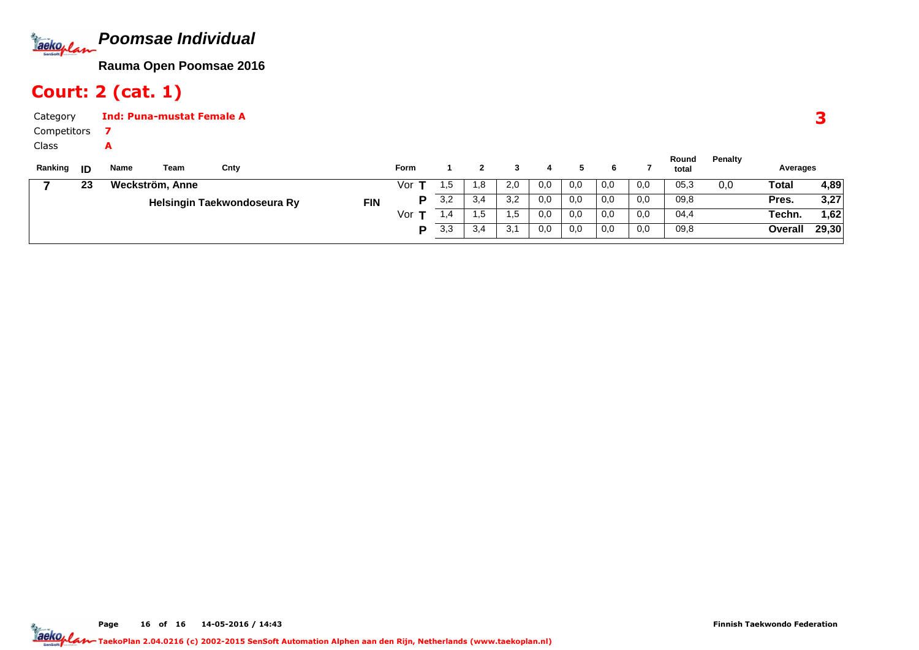# Poomsae Individual

**Rauma Open Poomsae 2016**

## Court: 2 (cat. 1)

Category **Ind: Puna-mustat Female A**

Competitors **7**

Class **A**

**3**

| Ranking | ID | Name | Team | Cnty | Form | | 1 | 2 | 3 | 4 | 5 | 6 | 7 | Round total | Penalty | Averages | |
|---|---|---|---|---|---|---|---|---|---|---|---|---|---|---|---|---|---|
| 7 | 23 | Weckström, Anne | | | Vor | T | 1,5 | 1,8 | 2,0 | 0,0 | 0,0 | 0,0 | 0,0 | 05,3 | 0,0 | Total | 4,89 |
| | | | Helsingin Taekwondoseura Ry | FIN | | P | 3,2 | 3,4 | 3,2 | 0,0 | 0,0 | 0,0 | 0,0 | 09,8 | | Pres. | 3,27 |
| | | | | | Vor | T | 1,4 | 1,5 | 1,5 | 0,0 | 0,0 | 0,0 | 0,0 | 04,4 | | Techn. | 1,62 |
| | | | | | | P | 3,3 | 3,4 | 3,1 | 0,0 | 0,0 | 0,0 | 0,0 | 09,8 | | Overall | 29,30 |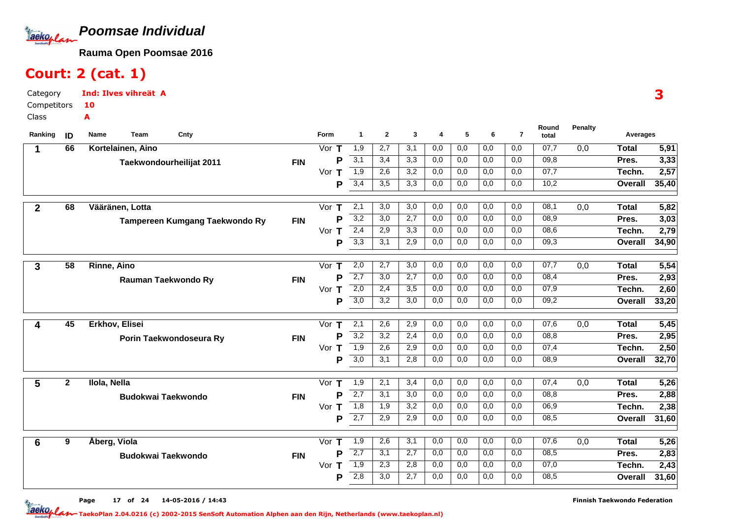# Poomsae Individual

**Rauma Open Poomsae 2016**

## Court: 2 (cat. 1)

Category **Ind: Ilves vihreät A**

Competitors **10**

Class **A**

3

| Ranking | ID | Name / Team | Cnty | Form | | 1 | 2 | 3 | 4 | 5 | 6 | 7 | Round total | Penalty | Averages | |
|---|---|---|---|---|---|---|---|---|---|---|---|---|---|---|---|---|
| 1 | 66 | Kortelainen, Aino | | Vor | T | 1,9 | 2,7 | 3,1 | 0,0 | 0,0 | 0,0 | 0,0 | 07,7 | 0,0 | Total | 5,91 |
| | | Taekwondourheilijat 2011 | FIN | | P | 3,1 | 3,4 | 3,3 | 0,0 | 0,0 | 0,0 | 0,0 | 09,8 | | Pres. | 3,33 |
| | | | | Vor | T | 1,9 | 2,6 | 3,2 | 0,0 | 0,0 | 0,0 | 0,0 | 07,7 | | Techn. | 2,57 |
| | | | | | P | 3,4 | 3,5 | 3,3 | 0,0 | 0,0 | 0,0 | 0,0 | 10,2 | | Overall | 35,40 |
| 2 | 68 | Vääränen, Lotta | | Vor | T | 2,1 | 3,0 | 3,0 | 0,0 | 0,0 | 0,0 | 0,0 | 08,1 | 0,0 | Total | 5,82 |
| | | Tampereen Kumgang Taekwondo Ry | FIN | | P | 3,2 | 3,0 | 2,7 | 0,0 | 0,0 | 0,0 | 0,0 | 08,9 | | Pres. | 3,03 |
| | | | | Vor | T | 2,4 | 2,9 | 3,3 | 0,0 | 0,0 | 0,0 | 0,0 | 08,6 | | Techn. | 2,79 |
| | | | | | P | 3,3 | 3,1 | 2,9 | 0,0 | 0,0 | 0,0 | 0,0 | 09,3 | | Overall | 34,90 |
| 3 | 58 | Rinne, Aino | | Vor | T | 2,0 | 2,7 | 3,0 | 0,0 | 0,0 | 0,0 | 0,0 | 07,7 | 0,0 | Total | 5,54 |
| | | Rauman Taekwondo Ry | FIN | | P | 2,7 | 3,0 | 2,7 | 0,0 | 0,0 | 0,0 | 0,0 | 08,4 | | Pres. | 2,93 |
| | | | | Vor | T | 2,0 | 2,4 | 3,5 | 0,0 | 0,0 | 0,0 | 0,0 | 07,9 | | Techn. | 2,60 |
| | | | | | P | 3,0 | 3,2 | 3,0 | 0,0 | 0,0 | 0,0 | 0,0 | 09,2 | | Overall | 33,20 |
| 4 | 45 | Erkhov, Elisei | | Vor | T | 2,1 | 2,6 | 2,9 | 0,0 | 0,0 | 0,0 | 0,0 | 07,6 | 0,0 | Total | 5,45 |
| | | Porin Taekwondoseura Ry | FIN | | P | 3,2 | 3,2 | 2,4 | 0,0 | 0,0 | 0,0 | 0,0 | 08,8 | | Pres. | 2,95 |
| | | | | Vor | T | 1,9 | 2,6 | 2,9 | 0,0 | 0,0 | 0,0 | 0,0 | 07,4 | | Techn. | 2,50 |
| | | | | | P | 3,0 | 3,1 | 2,8 | 0,0 | 0,0 | 0,0 | 0,0 | 08,9 | | Overall | 32,70 |
| 5 | 2 | Ilola, Nella | | Vor | T | 1,9 | 2,1 | 3,4 | 0,0 | 0,0 | 0,0 | 0,0 | 07,4 | 0,0 | Total | 5,26 |
| | | Budokwai Taekwondo | FIN | | P | 2,7 | 3,1 | 3,0 | 0,0 | 0,0 | 0,0 | 0,0 | 08,8 | | Pres. | 2,88 |
| | | | | Vor | T | 1,8 | 1,9 | 3,2 | 0,0 | 0,0 | 0,0 | 0,0 | 06,9 | | Techn. | 2,38 |
| | | | | | P | 2,7 | 2,9 | 2,9 | 0,0 | 0,0 | 0,0 | 0,0 | 08,5 | | Overall | 31,60 |
| 6 | 9 | Åberg, Viola | | Vor | T | 1,9 | 2,6 | 3,1 | 0,0 | 0,0 | 0,0 | 0,0 | 07,6 | 0,0 | Total | 5,26 |
| | | Budokwai Taekwondo | FIN | | P | 2,7 | 3,1 | 2,7 | 0,0 | 0,0 | 0,0 | 0,0 | 08,5 | | Pres. | 2,83 |
| | | | | Vor | T | 1,9 | 2,3 | 2,8 | 0,0 | 0,0 | 0,0 | 0,0 | 07,0 | | Techn. | 2,43 |
| | | | | | P | 2,8 | 3,0 | 2,7 | 0,0 | 0,0 | 0,0 | 0,0 | 08,5 | | Overall | 31,60 |

14-05-2016 / 14:43

Finnish Taekwondo Federation

TaekoPlan 2.04.0216 (c) 2002-2015 SenSoft Automation Alphen aan den Rijn, Netherlands (www.taekoplan.nl)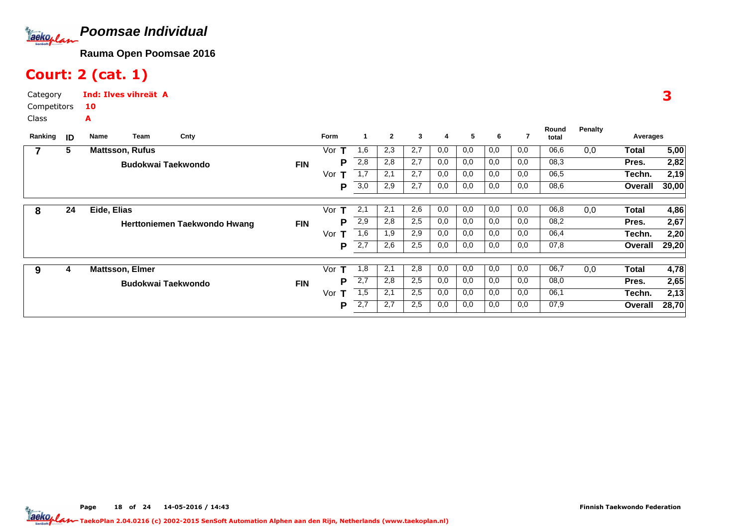# Poomsae Individual

**Rauma Open Poomsae 2016**

## Court: 2 (cat. 1)

Category **Ind: Ilves vihreät A**

Competitors **10**

Class **A**

**3**

| Ranking | ID | Name / Team | Cnty | Form | | 1 | 2 | 3 | 4 | 5 | 6 | 7 | Round total | Penalty | Averages | |
|---|---|---|---|---|---|---|---|---|---|---|---|---|---|---|---|---|
| 7 | 5 | Mattsson, Rufus | | Vor | T | 1,6 | 2,3 | 2,7 | 0,0 | 0,0 | 0,0 | 0,0 | 06,6 | 0,0 | Total | 5,00 |
| | | Budokwai Taekwondo | FIN | | P | 2,8 | 2,8 | 2,7 | 0,0 | 0,0 | 0,0 | 0,0 | 08,3 | | Pres. | 2,82 |
| | | | | Vor | T | 1,7 | 2,1 | 2,7 | 0,0 | 0,0 | 0,0 | 0,0 | 06,5 | | Techn. | 2,19 |
| | | | | | P | 3,0 | 2,9 | 2,7 | 0,0 | 0,0 | 0,0 | 0,0 | 08,6 | | Overall | 30,00 |
| 8 | 24 | Eide, Elias | | Vor | T | 2,1 | 2,1 | 2,6 | 0,0 | 0,0 | 0,0 | 0,0 | 06,8 | 0,0 | Total | 4,86 |
| | | Herttoniemen Taekwondo Hwang | FIN | | P | 2,9 | 2,8 | 2,5 | 0,0 | 0,0 | 0,0 | 0,0 | 08,2 | | Pres. | 2,67 |
| | | | | Vor | T | 1,6 | 1,9 | 2,9 | 0,0 | 0,0 | 0,0 | 0,0 | 06,4 | | Techn. | 2,20 |
| | | | | | P | 2,7 | 2,6 | 2,5 | 0,0 | 0,0 | 0,0 | 0,0 | 07,8 | | Overall | 29,20 |
| 9 | 4 | Mattsson, Elmer | | Vor | T | 1,8 | 2,1 | 2,8 | 0,0 | 0,0 | 0,0 | 0,0 | 06,7 | 0,0 | Total | 4,78 |
| | | Budokwai Taekwondo | FIN | | P | 2,7 | 2,8 | 2,5 | 0,0 | 0,0 | 0,0 | 0,0 | 08,0 | | Pres. | 2,65 |
| | | | | Vor | T | 1,5 | 2,1 | 2,5 | 0,0 | 0,0 | 0,0 | 0,0 | 06,1 | | Techn. | 2,13 |
| | | | | | P | 2,7 | 2,7 | 2,5 | 0,0 | 0,0 | 0,0 | 0,0 | 07,9 | | Overall | 28,70 |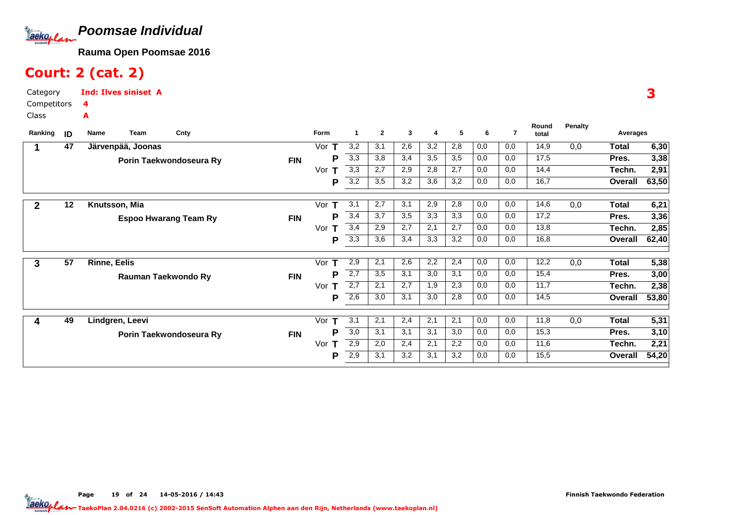## Poomsae Individual

**Rauma Open Poomsae 2016**

# Court: 2 (cat. 2)

Category **Ind: Ilves siniset A**
Competitors **4**
Class **A**

**3**

| Ranking | ID | Name / Team | Cnty | Form | | 1 | 2 | 3 | 4 | 5 | 6 | 7 | Round total | Penalty | Averages | |
|---|---|---|---|---|---|---|---|---|---|---|---|---|---|---|---|---|
| 1 | 47 | Järvenpää, Joonas | | Vor | T | 3,2 | 3,1 | 2,6 | 3,2 | 2,8 | 0,0 | 0,0 | 14,9 | 0,0 | Total | 6,30 |
| | | Porin Taekwondoseura Ry | FIN | | P | 3,3 | 3,8 | 3,4 | 3,5 | 3,5 | 0,0 | 0,0 | 17,5 | | Pres. | 3,38 |
| | | | | Vor | T | 3,3 | 2,7 | 2,9 | 2,8 | 2,7 | 0,0 | 0,0 | 14,4 | | Techn. | 2,91 |
| | | | | | P | 3,2 | 3,5 | 3,2 | 3,6 | 3,2 | 0,0 | 0,0 | 16,7 | | Overall | 63,50 |
| 2 | 12 | Knutsson, Mia | | Vor | T | 3,1 | 2,7 | 3,1 | 2,9 | 2,8 | 0,0 | 0,0 | 14,6 | 0,0 | Total | 6,21 |
| | | Espoo Hwarang Team Ry | FIN | | P | 3,4 | 3,7 | 3,5 | 3,3 | 3,3 | 0,0 | 0,0 | 17,2 | | Pres. | 3,36 |
| | | | | Vor | T | 3,4 | 2,9 | 2,7 | 2,1 | 2,7 | 0,0 | 0,0 | 13,8 | | Techn. | 2,85 |
| | | | | | P | 3,3 | 3,6 | 3,4 | 3,3 | 3,2 | 0,0 | 0,0 | 16,8 | | Overall | 62,40 |
| 3 | 57 | Rinne, Eelis | | Vor | T | 2,9 | 2,1 | 2,6 | 2,2 | 2,4 | 0,0 | 0,0 | 12,2 | 0,0 | Total | 5,38 |
| | | Rauman Taekwondo Ry | FIN | | P | 2,7 | 3,5 | 3,1 | 3,0 | 3,1 | 0,0 | 0,0 | 15,4 | | Pres. | 3,00 |
| | | | | Vor | T | 2,7 | 2,1 | 2,7 | 1,9 | 2,3 | 0,0 | 0,0 | 11,7 | | Techn. | 2,38 |
| | | | | | P | 2,6 | 3,0 | 3,1 | 3,0 | 2,8 | 0,0 | 0,0 | 14,5 | | Overall | 53,80 |
| 4 | 49 | Lindgren, Leevi | | Vor | T | 3,1 | 2,1 | 2,4 | 2,1 | 2,1 | 0,0 | 0,0 | 11,8 | 0,0 | Total | 5,31 |
| | | Porin Taekwondoseura Ry | FIN | | P | 3,0 | 3,1 | 3,1 | 3,1 | 3,0 | 0,0 | 0,0 | 15,3 | | Pres. | 3,10 |
| | | | | Vor | T | 2,9 | 2,0 | 2,4 | 2,1 | 2,2 | 0,0 | 0,0 | 11,6 | | Techn. | 2,21 |
| | | | | | P | 2,9 | 3,1 | 3,2 | 3,1 | 3,2 | 0,0 | 0,0 | 15,5 | | Overall | 54,20 |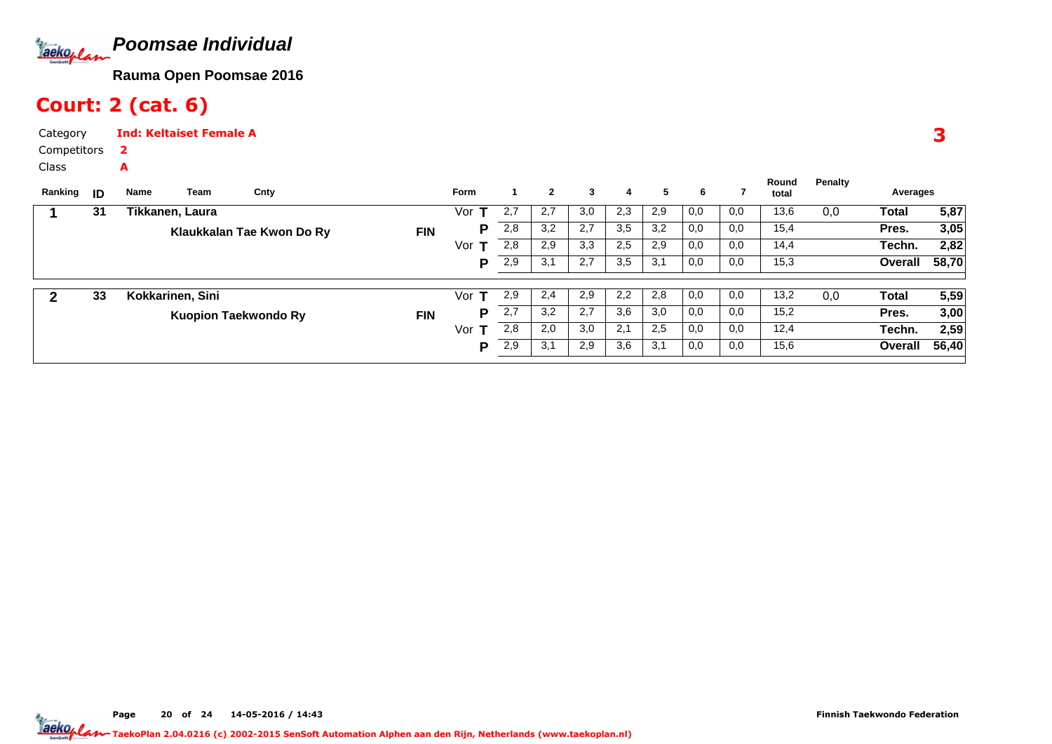# Poomsae Individual

**Rauma Open Poomsae 2016**

## Court: 2 (cat. 6)

Category **Ind: Keltaiset Female A**

Competitors **2**

Class **A**

**3**

| Ranking | ID | Name / Team | Cnty | Form | | 1 | 2 | 3 | 4 | 5 | 6 | 7 | Round total | Penalty | Averages | |
|---|---|---|---|---|---|---|---|---|---|---|---|---|---|---|---|---|
| 1 | 31 | Tikkanen, Laura | | Vor | T | 2,7 | 2,7 | 3,0 | 2,3 | 2,9 | 0,0 | 0,0 | 13,6 | 0,0 | Total | 5,87 |
| | | Klaukkalan Tae Kwon Do Ry | FIN | | P | 2,8 | 3,2 | 2,7 | 3,5 | 3,2 | 0,0 | 0,0 | 15,4 | | Pres. | 3,05 |
| | | | | Vor | T | 2,8 | 2,9 | 3,3 | 2,5 | 2,9 | 0,0 | 0,0 | 14,4 | | Techn. | 2,82 |
| | | | | | P | 2,9 | 3,1 | 2,7 | 3,5 | 3,1 | 0,0 | 0,0 | 15,3 | | Overall | 58,70 |
| 2 | 33 | Kokkarinen, Sini | | Vor | T | 2,9 | 2,4 | 2,9 | 2,2 | 2,8 | 0,0 | 0,0 | 13,2 | 0,0 | Total | 5,59 |
| | | Kuopion Taekwondo Ry | FIN | | P | 2,7 | 3,2 | 2,7 | 3,6 | 3,0 | 0,0 | 0,0 | 15,2 | | Pres. | 3,00 |
| | | | | Vor | T | 2,8 | 2,0 | 3,0 | 2,1 | 2,5 | 0,0 | 0,0 | 12,4 | | Techn. | 2,59 |
| | | | | | P | 2,9 | 3,1 | 2,9 | 3,6 | 3,1 | 0,0 | 0,0 | 15,6 | | Overall | 56,40 |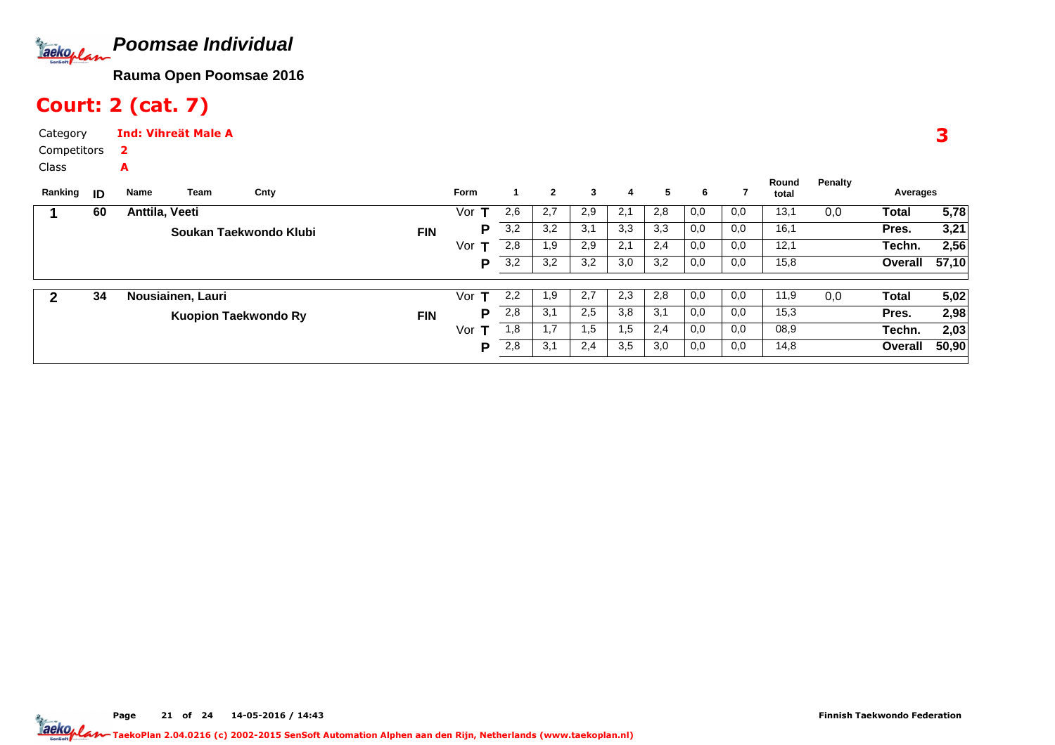# Poomsae Individual

**Rauma Open Poomsae 2016**

## Court: 2 (cat. 7)

Category **Ind: Vihreät Male A**

Competitors **2**

Class **A**

**3**

| Ranking | ID | Name | Team | Cnty | Form | | 1 | 2 | 3 | 4 | 5 | 6 | 7 | Round total | Penalty | Averages | |
|---|---|---|---|---|---|---|---|---|---|---|---|---|---|---|---|---|---|
| **1** | **60** | **Anttila, Veeti** | | | Vor | **T** | 2,6 | 2,7 | 2,9 | 2,1 | 2,8 | 0,0 | 0,0 | 13,1 | 0,0 | **Total** | **5,78** |
| | | | **Soukan Taekwondo Klubi** | **FIN** | | **P** | 3,2 | 3,2 | 3,1 | 3,3 | 3,3 | 0,0 | 0,0 | 16,1 | | **Pres.** | **3,21** |
| | | | | | Vor | **T** | 2,8 | 1,9 | 2,9 | 2,1 | 2,4 | 0,0 | 0,0 | 12,1 | | **Techn.** | **2,56** |
| | | | | | | **P** | 3,2 | 3,2 | 3,2 | 3,0 | 3,2 | 0,0 | 0,0 | 15,8 | | **Overall** | **57,10** |
| **2** | **34** | **Nousiainen, Lauri** | | | Vor | **T** | 2,2 | 1,9 | 2,7 | 2,3 | 2,8 | 0,0 | 0,0 | 11,9 | 0,0 | **Total** | **5,02** |
| | | | **Kuopion Taekwondo Ry** | **FIN** | | **P** | 2,8 | 3,1 | 2,5 | 3,8 | 3,1 | 0,0 | 0,0 | 15,3 | | **Pres.** | **2,98** |
| | | | | | Vor | **T** | 1,8 | 1,7 | 1,5 | 1,5 | 2,4 | 0,0 | 0,0 | 08,9 | | **Techn.** | **2,03** |
| | | | | | | **P** | 2,8 | 3,1 | 2,4 | 3,5 | 3,0 | 0,0 | 0,0 | 14,8 | | **Overall** | **50,90** |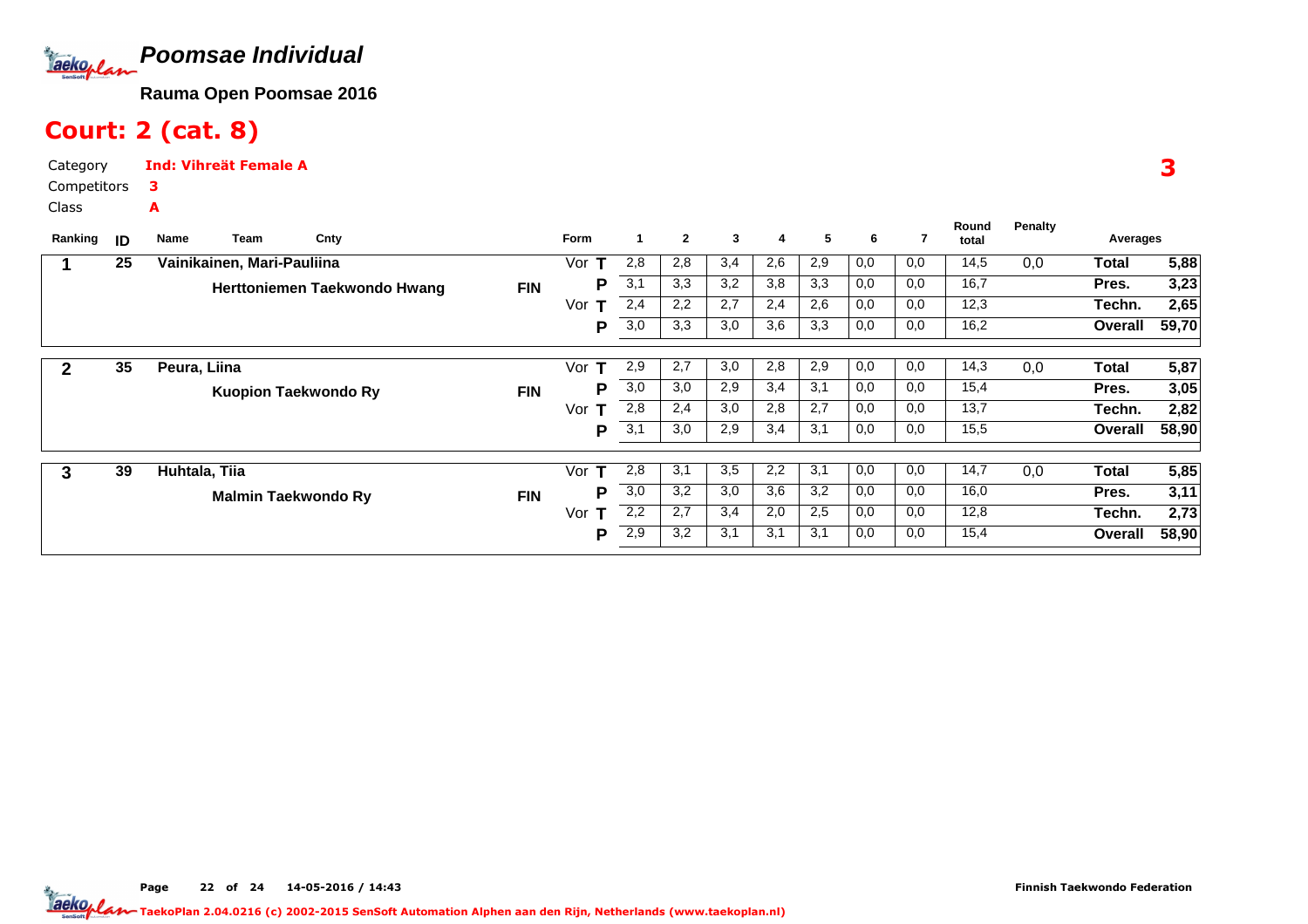# Poomsae Individual

**Rauma Open Poomsae 2016**

## Court: 2 (cat. 8)

Category **Ind: Vihreät Female A**

Competitors **3**

Class **A**

**3**

| Ranking | ID | Name / Team | Cnty | Form | | 1 | 2 | 3 | 4 | 5 | 6 | 7 | Round total | Penalty | Averages | |
|---|---|---|---|---|---|---|---|---|---|---|---|---|---|---|---|---|
| 1 | 25 | Vainikainen, Mari-Pauliina | | Vor | T | 2,8 | 2,8 | 3,4 | 2,6 | 2,9 | 0,0 | 0,0 | 14,5 | 0,0 | Total | 5,88 |
| | | Herttoniemen Taekwondo Hwang | FIN | | P | 3,1 | 3,3 | 3,2 | 3,8 | 3,3 | 0,0 | 0,0 | 16,7 | | Pres. | 3,23 |
| | | | | Vor | T | 2,4 | 2,2 | 2,7 | 2,4 | 2,6 | 0,0 | 0,0 | 12,3 | | Techn. | 2,65 |
| | | | | | P | 3,0 | 3,3 | 3,0 | 3,6 | 3,3 | 0,0 | 0,0 | 16,2 | | Overall | 59,70 |
| 2 | 35 | Peura, Liina | | Vor | T | 2,9 | 2,7 | 3,0 | 2,8 | 2,9 | 0,0 | 0,0 | 14,3 | 0,0 | Total | 5,87 |
| | | Kuopion Taekwondo Ry | FIN | | P | 3,0 | 3,0 | 2,9 | 3,4 | 3,1 | 0,0 | 0,0 | 15,4 | | Pres. | 3,05 |
| | | | | Vor | T | 2,8 | 2,4 | 3,0 | 2,8 | 2,7 | 0,0 | 0,0 | 13,7 | | Techn. | 2,82 |
| | | | | | P | 3,1 | 3,0 | 2,9 | 3,4 | 3,1 | 0,0 | 0,0 | 15,5 | | Overall | 58,90 |
| 3 | 39 | Huhtala, Tiia | | Vor | T | 2,8 | 3,1 | 3,5 | 2,2 | 3,1 | 0,0 | 0,0 | 14,7 | 0,0 | Total | 5,85 |
| | | Malmin Taekwondo Ry | FIN | | P | 3,0 | 3,2 | 3,0 | 3,6 | 3,2 | 0,0 | 0,0 | 16,0 | | Pres. | 3,11 |
| | | | | Vor | T | 2,2 | 2,7 | 3,4 | 2,0 | 2,5 | 0,0 | 0,0 | 12,8 | | Techn. | 2,73 |
| | | | | | P | 2,9 | 3,2 | 3,1 | 3,1 | 3,1 | 0,0 | 0,0 | 15,4 | | Overall | 58,90 |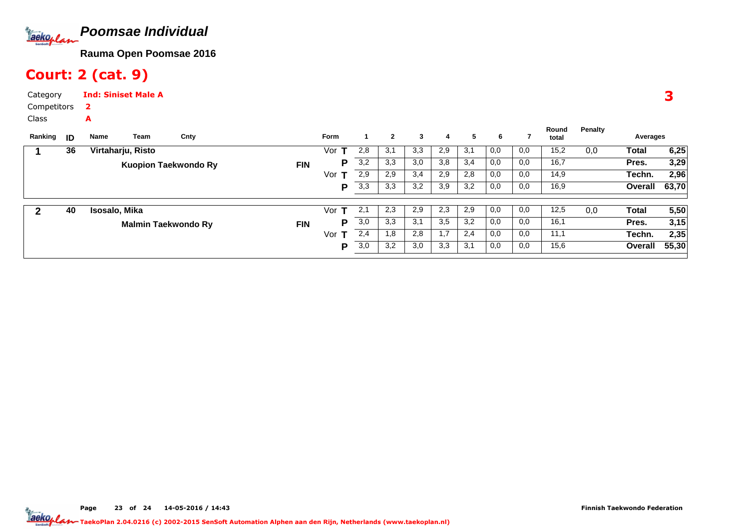# Poomsae Individual

**Rauma Open Poomsae 2016**

## Court: 2 (cat. 9)

Category **Ind: Siniset Male A**

Competitors **2**

Class **A**

**3**

| Ranking | ID | Name | Team | Cnty | Form | | 1 | 2 | 3 | 4 | 5 | 6 | 7 | Round total | Penalty | Averages | |
|---|---|---|---|---|---|---|---|---|---|---|---|---|---|---|---|---|---|
| 1 | 36 | Virtaharju, Risto | | | Vor | T | 2,8 | 3,1 | 3,3 | 2,9 | 3,1 | 0,0 | 0,0 | 15,2 | 0,0 | Total | 6,25 |
| | | | Kuopion Taekwondo Ry | FIN | | P | 3,2 | 3,3 | 3,0 | 3,8 | 3,4 | 0,0 | 0,0 | 16,7 | | Pres. | 3,29 |
| | | | | | Vor | T | 2,9 | 2,9 | 3,4 | 2,9 | 2,8 | 0,0 | 0,0 | 14,9 | | Techn. | 2,96 |
| | | | | | | P | 3,3 | 3,3 | 3,2 | 3,9 | 3,2 | 0,0 | 0,0 | 16,9 | | Overall | 63,70 |
| 2 | 40 | Isosalo, Mika | | | Vor | T | 2,1 | 2,3 | 2,9 | 2,3 | 2,9 | 0,0 | 0,0 | 12,5 | 0,0 | Total | 5,50 |
| | | | Malmin Taekwondo Ry | FIN | | P | 3,0 | 3,3 | 3,1 | 3,5 | 3,2 | 0,0 | 0,0 | 16,1 | | Pres. | 3,15 |
| | | | | | Vor | T | 2,4 | 1,8 | 2,8 | 1,7 | 2,4 | 0,0 | 0,0 | 11,1 | | Techn. | 2,35 |
| | | | | | | P | 3,0 | 3,2 | 3,0 | 3,3 | 3,1 | 0,0 | 0,0 | 15,6 | | Overall | 55,30 |

Page 23 of 24 14-05-2016 / 14:43 Finnish Taekwondo Federation

TaekoPlan 2.04.0216 (c) 2002-2015 SenSoft Automation Alphen aan den Rijn, Netherlands (www.taekoplan.nl)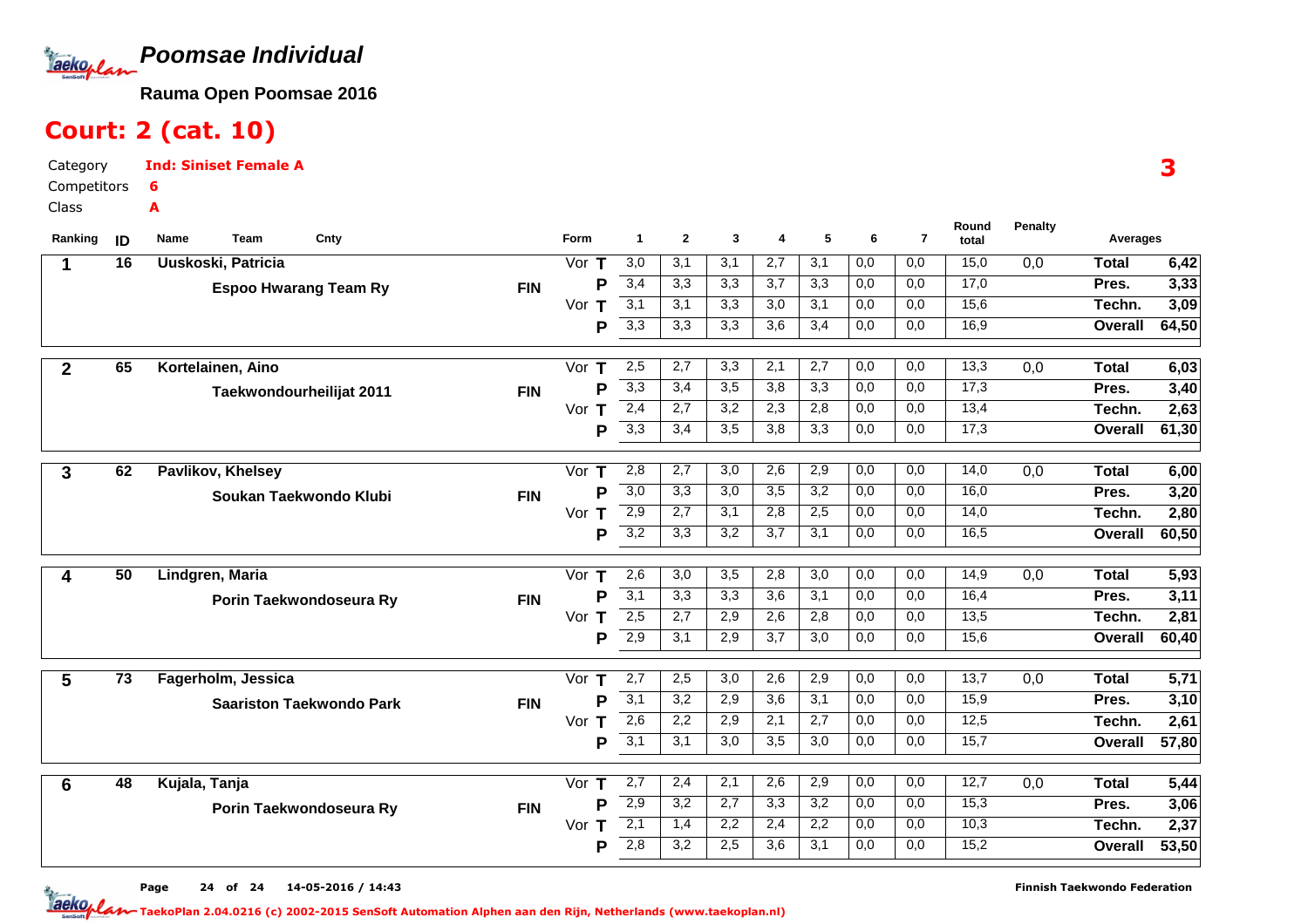# Poomsae Individual

**Rauma Open Poomsae 2016**

## Court: 2 (cat. 10)

Category **Ind: Siniset Female A**

Competitors **6**

Class **A**

3

| Ranking | ID | Name / Team | Cnty | Form | | 1 | 2 | 3 | 4 | 5 | 6 | 7 | Round total | Penalty | Averages | |
|---|---|---|---|---|---|---|---|---|---|---|---|---|---|---|---|---|
| 1 | 16 | Uuskoski, Patricia | | Vor | T | 3,0 | 3,1 | 3,1 | 2,7 | 3,1 | 0,0 | 0,0 | 15,0 | 0,0 | Total | 6,42 |
| | | Espoo Hwarang Team Ry | FIN | | P | 3,4 | 3,3 | 3,3 | 3,7 | 3,3 | 0,0 | 0,0 | 17,0 | | Pres. | 3,33 |
| | | | | Vor | T | 3,1 | 3,1 | 3,3 | 3,0 | 3,1 | 0,0 | 0,0 | 15,6 | | Techn. | 3,09 |
| | | | | | P | 3,3 | 3,3 | 3,3 | 3,6 | 3,4 | 0,0 | 0,0 | 16,9 | | Overall | 64,50 |
| 2 | 65 | Kortelainen, Aino | | Vor | T | 2,5 | 2,7 | 3,3 | 2,1 | 2,7 | 0,0 | 0,0 | 13,3 | 0,0 | Total | 6,03 |
| | | Taekwondourheilijat 2011 | FIN | | P | 3,3 | 3,4 | 3,5 | 3,8 | 3,3 | 0,0 | 0,0 | 17,3 | | Pres. | 3,40 |
| | | | | Vor | T | 2,4 | 2,7 | 3,2 | 2,3 | 2,8 | 0,0 | 0,0 | 13,4 | | Techn. | 2,63 |
| | | | | | P | 3,3 | 3,4 | 3,5 | 3,8 | 3,3 | 0,0 | 0,0 | 17,3 | | Overall | 61,30 |
| 3 | 62 | Pavlikov, Khelsey | | Vor | T | 2,8 | 2,7 | 3,0 | 2,6 | 2,9 | 0,0 | 0,0 | 14,0 | 0,0 | Total | 6,00 |
| | | Soukan Taekwondo Klubi | FIN | | P | 3,0 | 3,3 | 3,0 | 3,5 | 3,2 | 0,0 | 0,0 | 16,0 | | Pres. | 3,20 |
| | | | | Vor | T | 2,9 | 2,7 | 3,1 | 2,8 | 2,5 | 0,0 | 0,0 | 14,0 | | Techn. | 2,80 |
| | | | | | P | 3,2 | 3,3 | 3,2 | 3,7 | 3,1 | 0,0 | 0,0 | 16,5 | | Overall | 60,50 |
| 4 | 50 | Lindgren, Maria | | Vor | T | 2,6 | 3,0 | 3,5 | 2,8 | 3,0 | 0,0 | 0,0 | 14,9 | 0,0 | Total | 5,93 |
| | | Porin Taekwondoseura Ry | FIN | | P | 3,1 | 3,3 | 3,3 | 3,6 | 3,1 | 0,0 | 0,0 | 16,4 | | Pres. | 3,11 |
| | | | | Vor | T | 2,5 | 2,7 | 2,9 | 2,6 | 2,8 | 0,0 | 0,0 | 13,5 | | Techn. | 2,81 |
| | | | | | P | 2,9 | 3,1 | 2,9 | 3,7 | 3,0 | 0,0 | 0,0 | 15,6 | | Overall | 60,40 |
| 5 | 73 | Fagerholm, Jessica | | Vor | T | 2,7 | 2,5 | 3,0 | 2,6 | 2,9 | 0,0 | 0,0 | 13,7 | 0,0 | Total | 5,71 |
| | | Saariston Taekwondo Park | FIN | | P | 3,1 | 3,2 | 2,9 | 3,6 | 3,1 | 0,0 | 0,0 | 15,9 | | Pres. | 3,10 |
| | | | | Vor | T | 2,6 | 2,2 | 2,9 | 2,1 | 2,7 | 0,0 | 0,0 | 12,5 | | Techn. | 2,61 |
| | | | | | P | 3,1 | 3,1 | 3,0 | 3,5 | 3,0 | 0,0 | 0,0 | 15,7 | | Overall | 57,80 |
| 6 | 48 | Kujala, Tanja | | Vor | T | 2,7 | 2,4 | 2,1 | 2,6 | 2,9 | 0,0 | 0,0 | 12,7 | 0,0 | Total | 5,44 |
| | | Porin Taekwondoseura Ry | FIN | | P | 2,9 | 3,2 | 2,7 | 3,3 | 3,2 | 0,0 | 0,0 | 15,3 | | Pres. | 3,06 |
| | | | | Vor | T | 2,1 | 1,4 | 2,2 | 2,4 | 2,2 | 0,0 | 0,0 | 10,3 | | Techn. | 2,37 |
| | | | | | P | 2,8 | 3,2 | 2,5 | 3,6 | 3,1 | 0,0 | 0,0 | 15,2 | | Overall | 53,50 |

14-05-2016 / 14:43

Finnish Taekwondo Federation

TaekoPlan 2.04.0216 (c) 2002-2015 SenSoft Automation Alphen aan den Rijn, Netherlands (www.taekoplan.nl)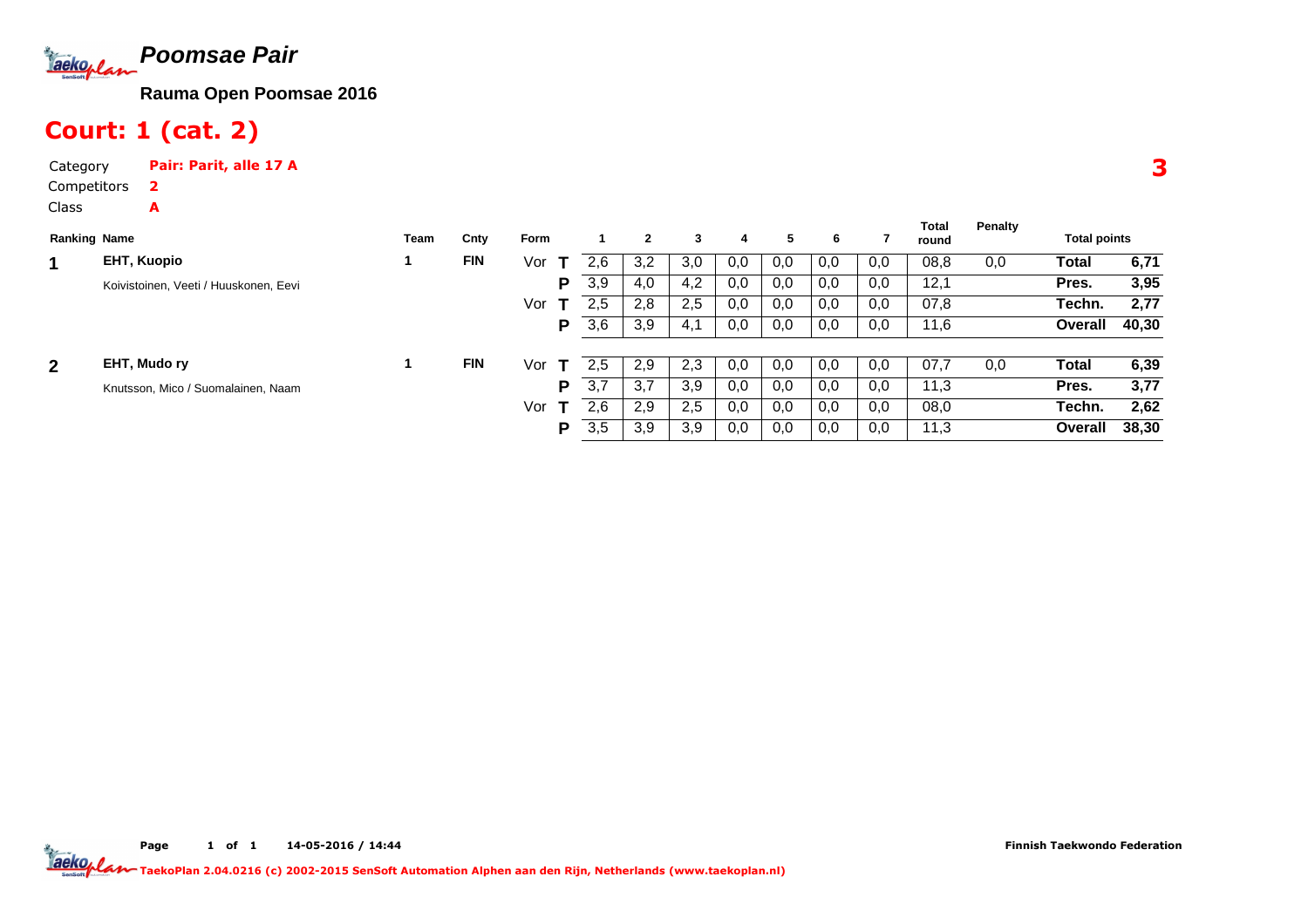# Poomsae Pair

**Rauma Open Poomsae 2016**

## Court: 1 (cat. 2)

3

Category **Pair: Parit, alle 17 A**
Competitors **2**
Class **A**

| Ranking | Name | Team | Cnty | Form | | 1 | 2 | 3 | 4 | 5 | 6 | 7 | Total round | Penalty | Total points | |
|---|---|---|---|---|---|---|---|---|---|---|---|---|---|---|---|---|
| 1 | EHT, Kuopio | 1 | FIN | Vor | T | 2,6 | 3,2 | 3,0 | 0,0 | 0,0 | 0,0 | 0,0 | 08,8 | 0,0 | Total | 6,71 |
| | Koivistoinen, Veeti / Huuskonen, Eevi | | | | P | 3,9 | 4,0 | 4,2 | 0,0 | 0,0 | 0,0 | 0,0 | 12,1 | | Pres. | 3,95 |
| | | | | Vor | T | 2,5 | 2,8 | 2,5 | 0,0 | 0,0 | 0,0 | 0,0 | 07,8 | | Techn. | 2,77 |
| | | | | | P | 3,6 | 3,9 | 4,1 | 0,0 | 0,0 | 0,0 | 0,0 | 11,6 | | Overall | 40,30 |
| 2 | EHT, Mudo ry | 1 | FIN | Vor | T | 2,5 | 2,9 | 2,3 | 0,0 | 0,0 | 0,0 | 0,0 | 07,7 | 0,0 | Total | 6,39 |
| | Knutsson, Mico / Suomalainen, Naam | | | | P | 3,7 | 3,7 | 3,9 | 0,0 | 0,0 | 0,0 | 0,0 | 11,3 | | Pres. | 3,77 |
| | | | | Vor | T | 2,6 | 2,9 | 2,5 | 0,0 | 0,0 | 0,0 | 0,0 | 08,0 | | Techn. | 2,62 |
| | | | | | P | 3,5 | 3,9 | 3,9 | 0,0 | 0,0 | 0,0 | 0,0 | 11,3 | | Overall | 38,30 |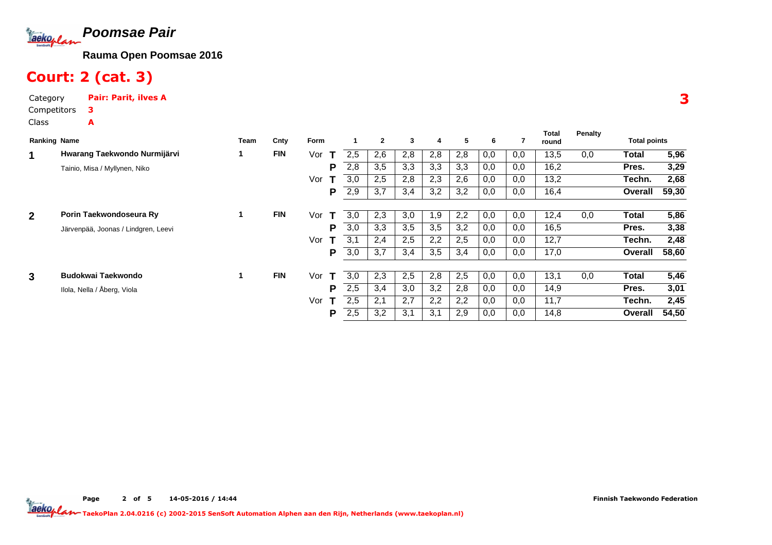# Poomsae Pair

**Rauma Open Poomsae 2016**

## Court: 2 (cat. 3)

Category **Pair: Parit, ilves A**

Competitors **3**

Class **A**

**3**

| Ranking | Name | Team | Cnty | Form | | 1 | 2 | 3 | 4 | 5 | 6 | 7 | Total round | Penalty | Total points | |
|---|---|---|---|---|---|---|---|---|---|---|---|---|---|---|---|---|
| **1** | **Hwarang Taekwondo Nurmijärvi** | 1 | **FIN** | Vor | **T** | 2,5 | 2,6 | 2,8 | 2,8 | 2,8 | 0,0 | 0,0 | 13,5 | 0,0 | **Total** | **5,96** |
| | Tainio, Misa / Myllynen, Niko | | | | **P** | 2,8 | 3,5 | 3,3 | 3,3 | 3,3 | 0,0 | 0,0 | 16,2 | | **Pres.** | **3,29** |
| | | | | Vor | **T** | 3,0 | 2,5 | 2,8 | 2,3 | 2,6 | 0,0 | 0,0 | 13,2 | | **Techn.** | **2,68** |
| | | | | | **P** | 2,9 | 3,7 | 3,4 | 3,2 | 3,2 | 0,0 | 0,0 | 16,4 | | **Overall** | **59,30** |
| **2** | **Porin Taekwondoseura Ry** | 1 | **FIN** | Vor | **T** | 3,0 | 2,3 | 3,0 | 1,9 | 2,2 | 0,0 | 0,0 | 12,4 | 0,0 | **Total** | **5,86** |
| | Järvenpää, Joonas / Lindgren, Leevi | | | | **P** | 3,0 | 3,3 | 3,5 | 3,5 | 3,2 | 0,0 | 0,0 | 16,5 | | **Pres.** | **3,38** |
| | | | | Vor | **T** | 3,1 | 2,4 | 2,5 | 2,2 | 2,5 | 0,0 | 0,0 | 12,7 | | **Techn.** | **2,48** |
| | | | | | **P** | 3,0 | 3,7 | 3,4 | 3,5 | 3,4 | 0,0 | 0,0 | 17,0 | | **Overall** | **58,60** |
| **3** | **Budokwai Taekwondo** | 1 | **FIN** | Vor | **T** | 3,0 | 2,3 | 2,5 | 2,8 | 2,5 | 0,0 | 0,0 | 13,1 | 0,0 | **Total** | **5,46** |
| | Ilola, Nella / Åberg, Viola | | | | **P** | 2,5 | 3,4 | 3,0 | 3,2 | 2,8 | 0,0 | 0,0 | 14,9 | | **Pres.** | **3,01** |
| | | | | Vor | **T** | 2,5 | 2,1 | 2,7 | 2,2 | 2,2 | 0,0 | 0,0 | 11,7 | | **Techn.** | **2,45** |
| | | | | | **P** | 2,5 | 3,2 | 3,1 | 3,1 | 2,9 | 0,0 | 0,0 | 14,8 | | **Overall** | **54,50** |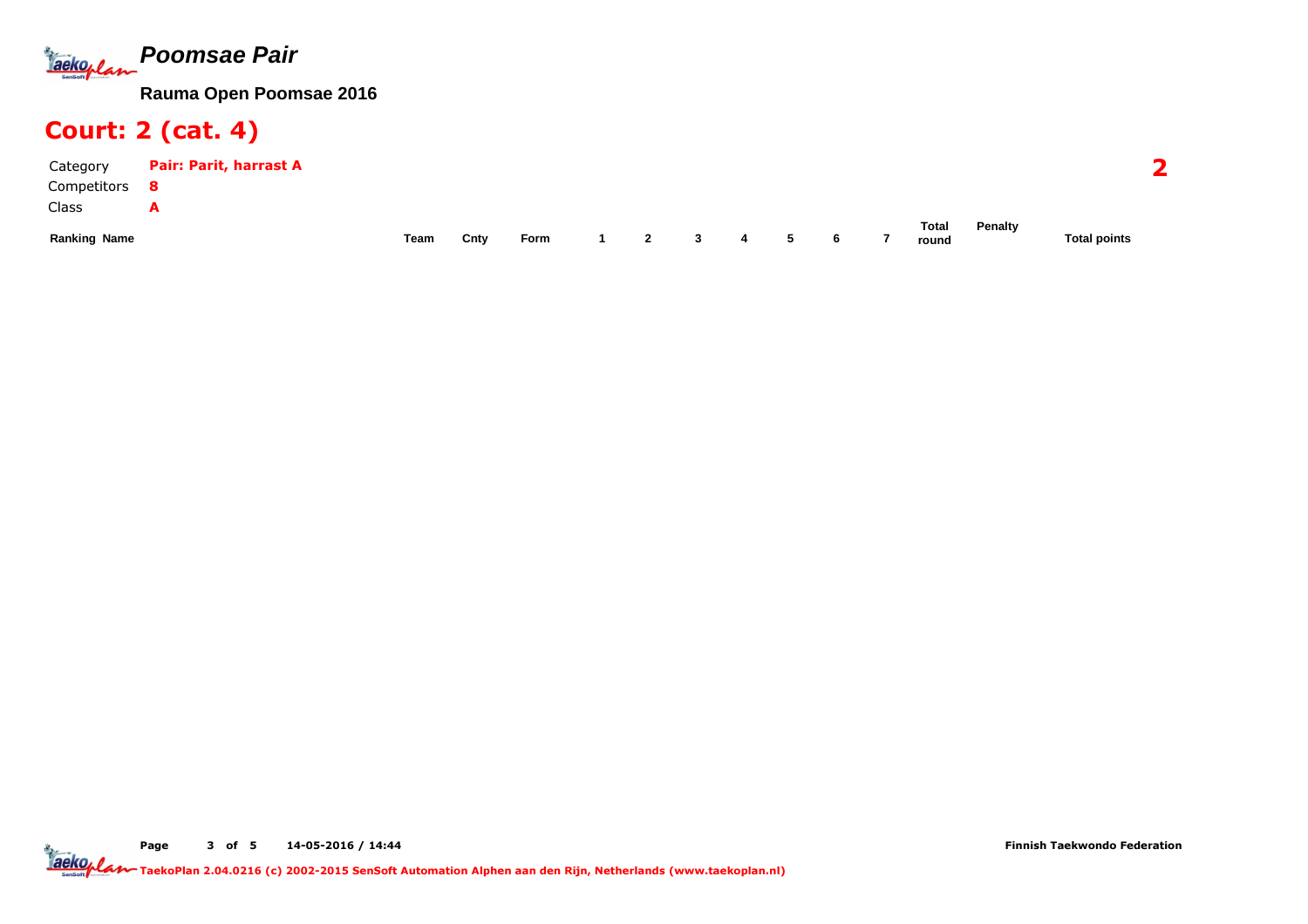# Poomsae Pair

**Rauma Open Poomsae 2016**

## Court: 2 (cat. 4)

Category **Pair: Parit, harrast A**

Competitors **8**

Class **A**

**2**

| Ranking | Name | Team | Cnty | Form | 1 | 2 | 3 | 4 | 5 | 6 | 7 | Total round | Penalty | Total points |
|---|---|---|---|---|---|---|---|---|---|---|---|---|---|---|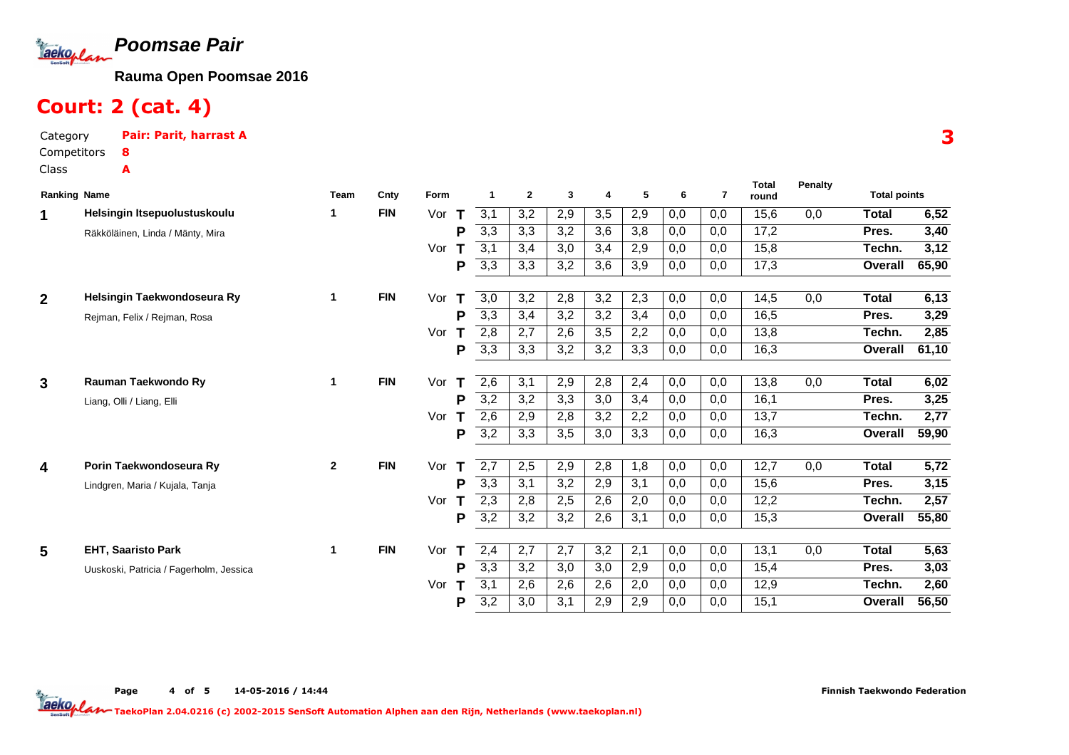# Poomsae Pair

**Rauma Open Poomsae 2016**

## Court: 2 (cat. 4)

Category **Pair: Parit, harrast A**

Competitors **8**

Class **A**

**3**

| Ranking | Name | Team | Cnty | Form | | 1 | 2 | 3 | 4 | 5 | 6 | 7 | Total round | Penalty | Total points | |
|---|---|---|---|---|---|---|---|---|---|---|---|---|---|---|---|---|
| 1 | **Helsingin Itsepuolustuskoulu** | 1 | FIN | Vor | T | 3,1 | 3,2 | 2,9 | 3,5 | 2,9 | 0,0 | 0,0 | 15,6 | 0,0 | **Total** | **6,52** |
| | Räkköläinen, Linda / Mänty, Mira | | | | P | 3,3 | 3,3 | 3,2 | 3,6 | 3,8 | 0,0 | 0,0 | 17,2 | | **Pres.** | **3,40** |
| | | | | Vor | T | 3,1 | 3,4 | 3,0 | 3,4 | 2,9 | 0,0 | 0,0 | 15,8 | | **Techn.** | **3,12** |
| | | | | | P | 3,3 | 3,3 | 3,2 | 3,6 | 3,9 | 0,0 | 0,0 | 17,3 | | **Overall** | **65,90** |
| 2 | **Helsingin Taekwondoseura Ry** | 1 | FIN | Vor | T | 3,0 | 3,2 | 2,8 | 3,2 | 2,3 | 0,0 | 0,0 | 14,5 | 0,0 | **Total** | **6,13** |
| | Rejman, Felix / Rejman, Rosa | | | | P | 3,3 | 3,4 | 3,2 | 3,2 | 3,4 | 0,0 | 0,0 | 16,5 | | **Pres.** | **3,29** |
| | | | | Vor | T | 2,8 | 2,7 | 2,6 | 3,5 | 2,2 | 0,0 | 0,0 | 13,8 | | **Techn.** | **2,85** |
| | | | | | P | 3,3 | 3,3 | 3,2 | 3,2 | 3,3 | 0,0 | 0,0 | 16,3 | | **Overall** | **61,10** |
| 3 | **Rauman Taekwondo Ry** | 1 | FIN | Vor | T | 2,6 | 3,1 | 2,9 | 2,8 | 2,4 | 0,0 | 0,0 | 13,8 | 0,0 | **Total** | **6,02** |
| | Liang, Olli / Liang, Elli | | | | P | 3,2 | 3,2 | 3,3 | 3,0 | 3,4 | 0,0 | 0,0 | 16,1 | | **Pres.** | **3,25** |
| | | | | Vor | T | 2,6 | 2,9 | 2,8 | 3,2 | 2,2 | 0,0 | 0,0 | 13,7 | | **Techn.** | **2,77** |
| | | | | | P | 3,2 | 3,3 | 3,5 | 3,0 | 3,3 | 0,0 | 0,0 | 16,3 | | **Overall** | **59,90** |
| 4 | **Porin Taekwondoseura Ry** | 2 | FIN | Vor | T | 2,7 | 2,5 | 2,9 | 2,8 | 1,8 | 0,0 | 0,0 | 12,7 | 0,0 | **Total** | **5,72** |
| | Lindgren, Maria / Kujala, Tanja | | | | P | 3,3 | 3,1 | 3,2 | 2,9 | 3,1 | 0,0 | 0,0 | 15,6 | | **Pres.** | **3,15** |
| | | | | Vor | T | 2,3 | 2,8 | 2,5 | 2,6 | 2,0 | 0,0 | 0,0 | 12,2 | | **Techn.** | **2,57** |
| | | | | | P | 3,2 | 3,2 | 3,2 | 2,6 | 3,1 | 0,0 | 0,0 | 15,3 | | **Overall** | **55,80** |
| 5 | **EHT, Saaristo Park** | 1 | FIN | Vor | T | 2,4 | 2,7 | 2,7 | 3,2 | 2,1 | 0,0 | 0,0 | 13,1 | 0,0 | **Total** | **5,63** |
| | Uuskoski, Patricia / Fagerholm, Jessica | | | | P | 3,3 | 3,2 | 3,0 | 3,0 | 2,9 | 0,0 | 0,0 | 15,4 | | **Pres.** | **3,03** |
| | | | | Vor | T | 3,1 | 2,6 | 2,6 | 2,6 | 2,0 | 0,0 | 0,0 | 12,9 | | **Techn.** | **2,60** |
| | | | | | P | 3,2 | 3,0 | 3,1 | 2,9 | 2,9 | 0,0 | 0,0 | 15,1 | | **Overall** | **56,50** |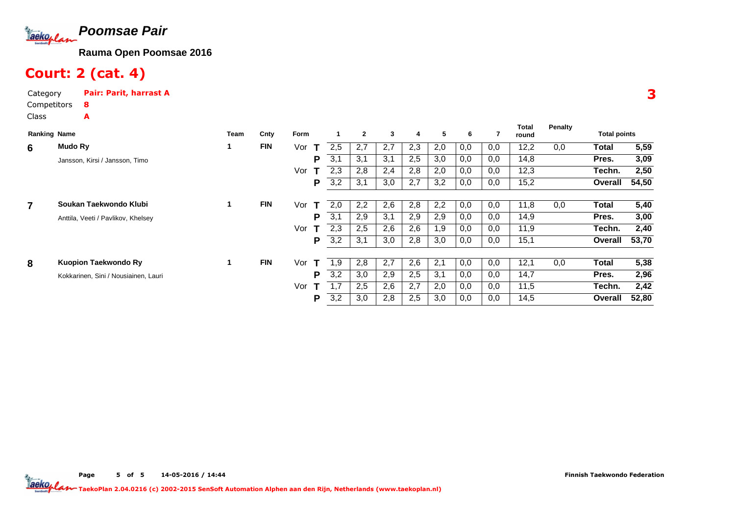# Poomsae Pair

**Rauma Open Poomsae 2016**

## Court: 2 (cat. 4)

Category **Pair: Parit, harrast A**

Competitors **8**

Class **A**

**3**

| Ranking | Name | Team | Cnty | Form | | 1 | 2 | 3 | 4 | 5 | 6 | 7 | Total round | Penalty | Total points | |
|---|---|---|---|---|---|---|---|---|---|---|---|---|---|---|---|---|
| 6 | **Mudo Ry** | 1 | FIN | Vor | T | 2,5 | 2,7 | 2,7 | 2,3 | 2,0 | 0,0 | 0,0 | 12,2 | 0,0 | **Total** | **5,59** |
| | Jansson, Kirsi / Jansson, Timo | | | | P | 3,1 | 3,1 | 3,1 | 2,5 | 3,0 | 0,0 | 0,0 | 14,8 | | **Pres.** | **3,09** |
| | | | | Vor | T | 2,3 | 2,8 | 2,4 | 2,8 | 2,0 | 0,0 | 0,0 | 12,3 | | **Techn.** | **2,50** |
| | | | | | P | 3,2 | 3,1 | 3,0 | 2,7 | 3,2 | 0,0 | 0,0 | 15,2 | | **Overall** | **54,50** |
| 7 | **Soukan Taekwondo Klubi** | 1 | FIN | Vor | T | 2,0 | 2,2 | 2,6 | 2,8 | 2,2 | 0,0 | 0,0 | 11,8 | 0,0 | **Total** | **5,40** |
| | Anttila, Veeti / Pavlikov, Khelsey | | | | P | 3,1 | 2,9 | 3,1 | 2,9 | 2,9 | 0,0 | 0,0 | 14,9 | | **Pres.** | **3,00** |
| | | | | Vor | T | 2,3 | 2,5 | 2,6 | 2,6 | 1,9 | 0,0 | 0,0 | 11,9 | | **Techn.** | **2,40** |
| | | | | | P | 3,2 | 3,1 | 3,0 | 2,8 | 3,0 | 0,0 | 0,0 | 15,1 | | **Overall** | **53,70** |
| 8 | **Kuopion Taekwondo Ry** | 1 | FIN | Vor | T | 1,9 | 2,8 | 2,7 | 2,6 | 2,1 | 0,0 | 0,0 | 12,1 | 0,0 | **Total** | **5,38** |
| | Kokkarinen, Sini / Nousiainen, Lauri | | | | P | 3,2 | 3,0 | 2,9 | 2,5 | 3,1 | 0,0 | 0,0 | 14,7 | | **Pres.** | **2,96** |
| | | | | Vor | T | 1,7 | 2,5 | 2,6 | 2,7 | 2,0 | 0,0 | 0,0 | 11,5 | | **Techn.** | **2,42** |
| | | | | | P | 3,2 | 3,0 | 2,8 | 2,5 | 3,0 | 0,0 | 0,0 | 14,5 | | **Overall** | **52,80** |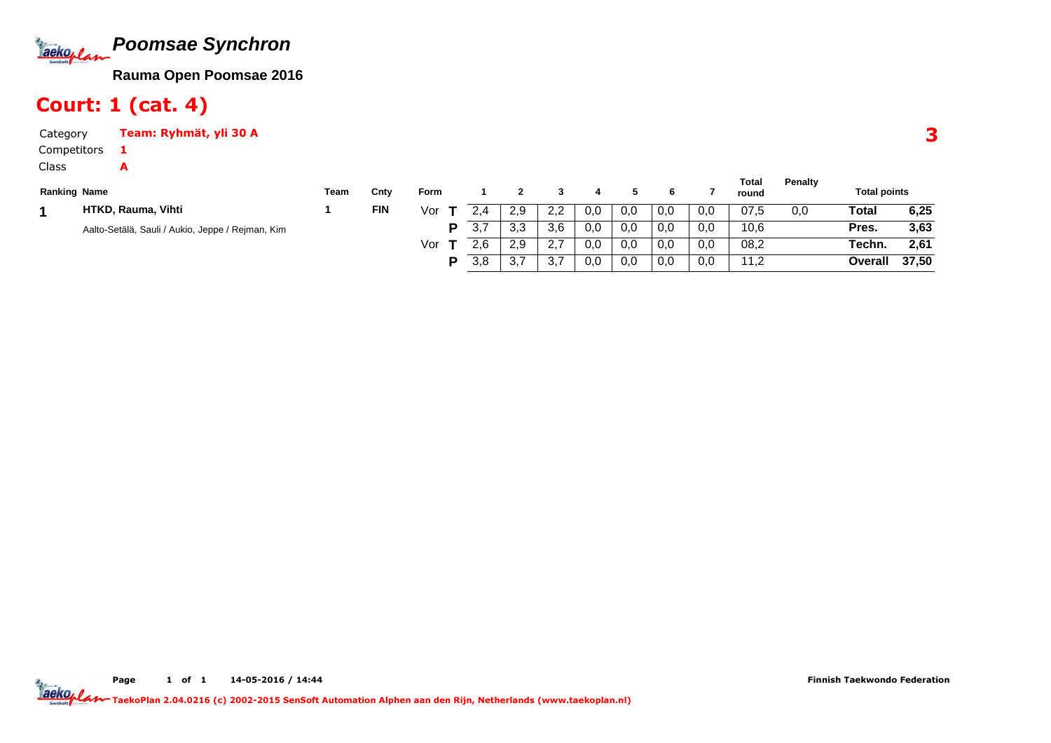# *Poomsae Synchron*

**Rauma Open Poomsae 2016**

## Court: 1 (cat. 4)

Category **Team: Ryhmät, yli 30 A**

Competitors **1**

Class **A**

**3**

| Ranking | Name | Team | Cnty | Form | | 1 | 2 | 3 | 4 | 5 | 6 | 7 | Total round | Penalty | Total points | |
|---|---|---|---|---|---|---|---|---|---|---|---|---|---|---|---|---|
| 1 | **HTKD, Rauma, Vihti** | 1 | FIN | Vor | T | 2,4 | 2,9 | 2,2 | 0,0 | 0,0 | 0,0 | 0,0 | 07,5 | 0,0 | **Total** | **6,25** |
| | Aalto-Setälä, Sauli / Aukio, Jeppe / Rejman, Kim | | | | P | 3,7 | 3,3 | 3,6 | 0,0 | 0,0 | 0,0 | 0,0 | 10,6 | | **Pres.** | **3,63** |
| | | | | Vor | T | 2,6 | 2,9 | 2,7 | 0,0 | 0,0 | 0,0 | 0,0 | 08,2 | | **Techn.** | **2,61** |
| | | | | | P | 3,8 | 3,7 | 3,7 | 0,0 | 0,0 | 0,0 | 0,0 | 11,2 | | **Overall** | **37,50** |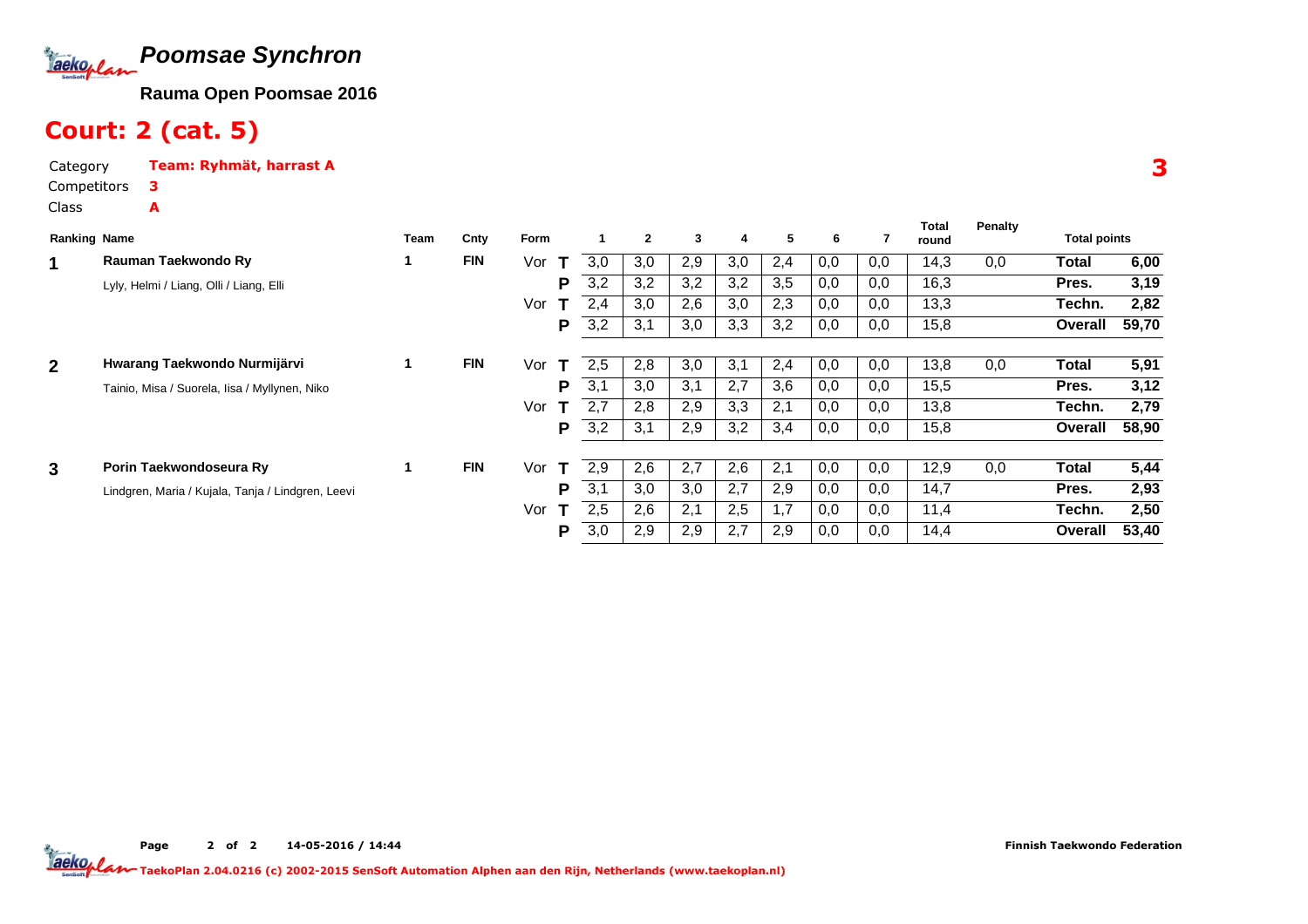# Poomsae Synchron

**Rauma Open Poomsae 2016**

## Court: 2 (cat. 5)

Category **Team: Ryhmät, harrast A**

Competitors **3**

Class **A**

**3**

| Ranking | Name | Team | Cnty | Form | | 1 | 2 | 3 | 4 | 5 | 6 | 7 | Total round | Penalty | Total points | |
|---|---|---|---|---|---|---|---|---|---|---|---|---|---|---|---|---|
| 1 | **Rauman Taekwondo Ry** | 1 | FIN | Vor | T | 3,0 | 3,0 | 2,9 | 3,0 | 2,4 | 0,0 | 0,0 | 14,3 | 0,0 | **Total** | **6,00** |
| | Lyly, Helmi / Liang, Olli / Liang, Elli | | | | P | 3,2 | 3,2 | 3,2 | 3,2 | 3,5 | 0,0 | 0,0 | 16,3 | | **Pres.** | **3,19** |
| | | | | Vor | T | 2,4 | 3,0 | 2,6 | 3,0 | 2,3 | 0,0 | 0,0 | 13,3 | | **Techn.** | **2,82** |
| | | | | | P | 3,2 | 3,1 | 3,0 | 3,3 | 3,2 | 0,0 | 0,0 | 15,8 | | **Overall** | **59,70** |
| 2 | **Hwarang Taekwondo Nurmijärvi** | 1 | FIN | Vor | T | 2,5 | 2,8 | 3,0 | 3,1 | 2,4 | 0,0 | 0,0 | 13,8 | 0,0 | **Total** | **5,91** |
| | Tainio, Misa / Suorela, Iisa / Myllynen, Niko | | | | P | 3,1 | 3,0 | 3,1 | 2,7 | 3,6 | 0,0 | 0,0 | 15,5 | | **Pres.** | **3,12** |
| | | | | Vor | T | 2,7 | 2,8 | 2,9 | 3,3 | 2,1 | 0,0 | 0,0 | 13,8 | | **Techn.** | **2,79** |
| | | | | | P | 3,2 | 3,1 | 2,9 | 3,2 | 3,4 | 0,0 | 0,0 | 15,8 | | **Overall** | **58,90** |
| 3 | **Porin Taekwondoseura Ry** | 1 | FIN | Vor | T | 2,9 | 2,6 | 2,7 | 2,6 | 2,1 | 0,0 | 0,0 | 12,9 | 0,0 | **Total** | **5,44** |
| | Lindgren, Maria / Kujala, Tanja / Lindgren, Leevi | | | | P | 3,1 | 3,0 | 3,0 | 2,7 | 2,9 | 0,0 | 0,0 | 14,7 | | **Pres.** | **2,93** |
| | | | | Vor | T | 2,5 | 2,6 | 2,1 | 2,5 | 1,7 | 0,0 | 0,0 | 11,4 | | **Techn.** | **2,50** |
| | | | | | P | 3,0 | 2,9 | 2,9 | 2,7 | 2,9 | 0,0 | 0,0 | 14,4 | | **Overall** | **53,40** |